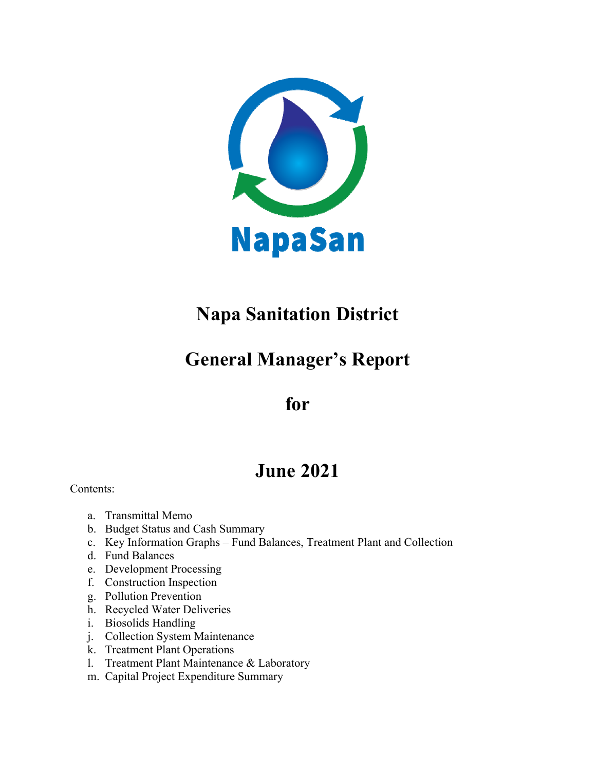NapaSan

# Napa Sanitation District

# General Manager's Report

# for

# June 2021

Contents:

a. Transmittal Memo
b. Budget Status and Cash Summary
c. Key Information Graphs – Fund Balances, Treatment Plant and Collection
d. Fund Balances
e. Development Processing
f. Construction Inspection
g. Pollution Prevention
h. Recycled Water Deliveries
i. Biosolids Handling
j. Collection System Maintenance
k. Treatment Plant Operations
l. Treatment Plant Maintenance & Laboratory
m. Capital Project Expenditure Summary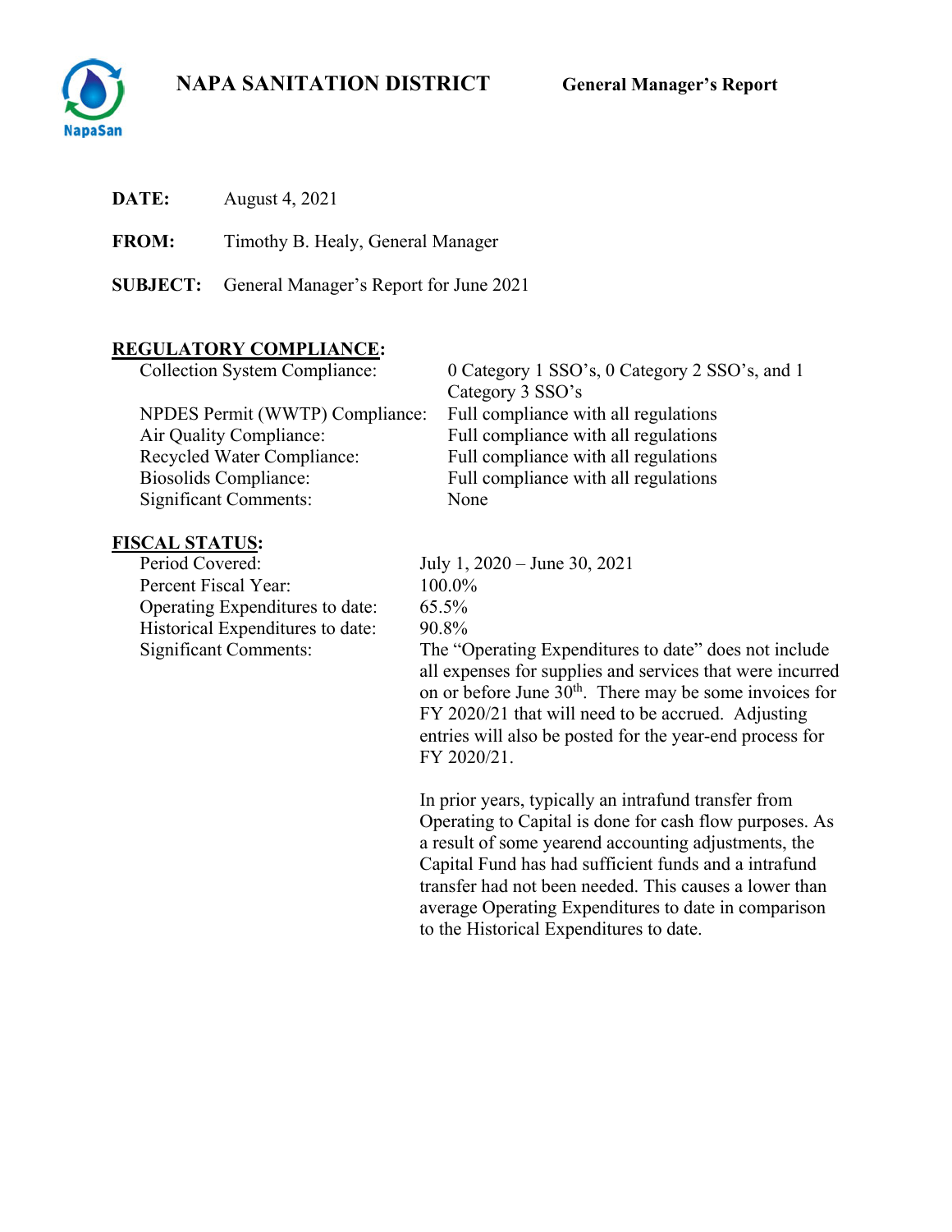# NAPA SANITATION DISTRICT

**General Manager's Report**

**DATE:** August 4, 2021

**FROM:** Timothy B. Healy, General Manager

**SUBJECT:** General Manager's Report for June 2021

## REGULATORY COMPLIANCE:

| | |
|---|---|
| Collection System Compliance: | 0 Category 1 SSO's, 0 Category 2 SSO's, and 1 Category 3 SSO's |
| NPDES Permit (WWTP) Compliance: | Full compliance with all regulations |
| Air Quality Compliance: | Full compliance with all regulations |
| Recycled Water Compliance: | Full compliance with all regulations |
| Biosolids Compliance: | Full compliance with all regulations |
| Significant Comments: | None |

## FISCAL STATUS:

| | |
|---|---|
| Period Covered: | July 1, 2020 – June 30, 2021 |
| Percent Fiscal Year: | 100.0% |
| Operating Expenditures to date: | 65.5% |
| Historical Expenditures to date: | 90.8% |
| Significant Comments: | The "Operating Expenditures to date" does not include all expenses for supplies and services that were incurred on or before June 30th. There may be some invoices for FY 2020/21 that will need to be accrued. Adjusting entries will also be posted for the year-end process for FY 2020/21. |

In prior years, typically an intrafund transfer from Operating to Capital is done for cash flow purposes. As a result of some yearend accounting adjustments, the Capital Fund has had sufficient funds and a intrafund transfer had not been needed. This causes a lower than average Operating Expenditures to date in comparison to the Historical Expenditures to date.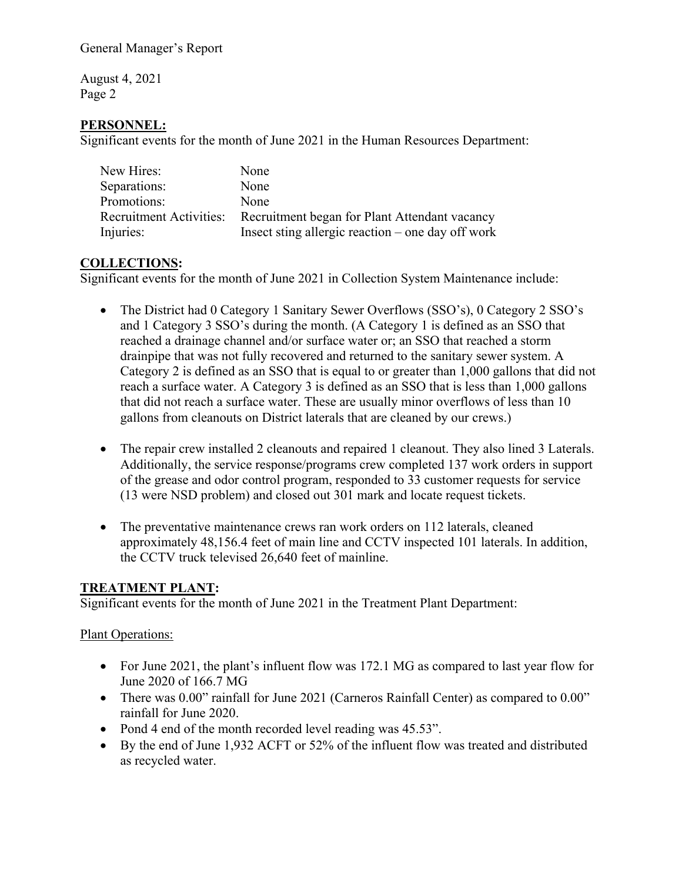## PERSONNEL:

Significant events for the month of June 2021 in the Human Resources Department:

| | |
|---|---|
| New Hires: | None |
| Separations: | None |
| Promotions: | None |
| Recruitment Activities: | Recruitment began for Plant Attendant vacancy |
| Injuries: | Insect sting allergic reaction – one day off work |

## COLLECTIONS:

Significant events for the month of June 2021 in Collection System Maintenance include:

- The District had 0 Category 1 Sanitary Sewer Overflows (SSO's), 0 Category 2 SSO's and 1 Category 3 SSO's during the month. (A Category 1 is defined as an SSO that reached a drainage channel and/or surface water or; an SSO that reached a storm drainpipe that was not fully recovered and returned to the sanitary sewer system. A Category 2 is defined as an SSO that is equal to or greater than 1,000 gallons that did not reach a surface water. A Category 3 is defined as an SSO that is less than 1,000 gallons that did not reach a surface water. These are usually minor overflows of less than 10 gallons from cleanouts on District laterals that are cleaned by our crews.)

- The repair crew installed 2 cleanouts and repaired 1 cleanout. They also lined 3 Laterals. Additionally, the service response/programs crew completed 137 work orders in support of the grease and odor control program, responded to 33 customer requests for service (13 were NSD problem) and closed out 301 mark and locate request tickets.

- The preventative maintenance crews ran work orders on 112 laterals, cleaned approximately 48,156.4 feet of main line and CCTV inspected 101 laterals. In addition, the CCTV truck televised 26,640 feet of mainline.

## TREATMENT PLANT:

Significant events for the month of June 2021 in the Treatment Plant Department:

Plant Operations:

- For June 2021, the plant's influent flow was 172.1 MG as compared to last year flow for June 2020 of 166.7 MG
- There was 0.00" rainfall for June 2021 (Carneros Rainfall Center) as compared to 0.00" rainfall for June 2020.
- Pond 4 end of the month recorded level reading was 45.53".
- By the end of June 1,932 ACFT or 52% of the influent flow was treated and distributed as recycled water.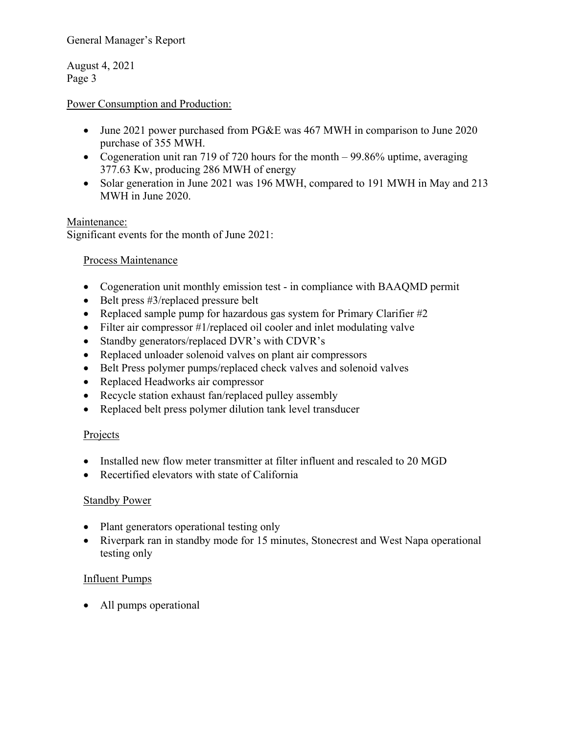## Power Consumption and Production:

- June 2021 power purchased from PG&E was 467 MWH in comparison to June 2020 purchase of 355 MWH.
- Cogeneration unit ran 719 of 720 hours for the month – 99.86% uptime, averaging 377.63 Kw, producing 286 MWH of energy
- Solar generation in June 2021 was 196 MWH, compared to 191 MWH in May and 213 MWH in June 2020.

## Maintenance:

Significant events for the month of June 2021:

### Process Maintenance

- Cogeneration unit monthly emission test - in compliance with BAAQMD permit
- Belt press #3/replaced pressure belt
- Replaced sample pump for hazardous gas system for Primary Clarifier #2
- Filter air compressor #1/replaced oil cooler and inlet modulating valve
- Standby generators/replaced DVR's with CDVR's
- Replaced unloader solenoid valves on plant air compressors
- Belt Press polymer pumps/replaced check valves and solenoid valves
- Replaced Headworks air compressor
- Recycle station exhaust fan/replaced pulley assembly
- Replaced belt press polymer dilution tank level transducer

### Projects

- Installed new flow meter transmitter at filter influent and rescaled to 20 MGD
- Recertified elevators with state of California

### Standby Power

- Plant generators operational testing only
- Riverpark ran in standby mode for 15 minutes, Stonecrest and West Napa operational testing only

### Influent Pumps

- All pumps operational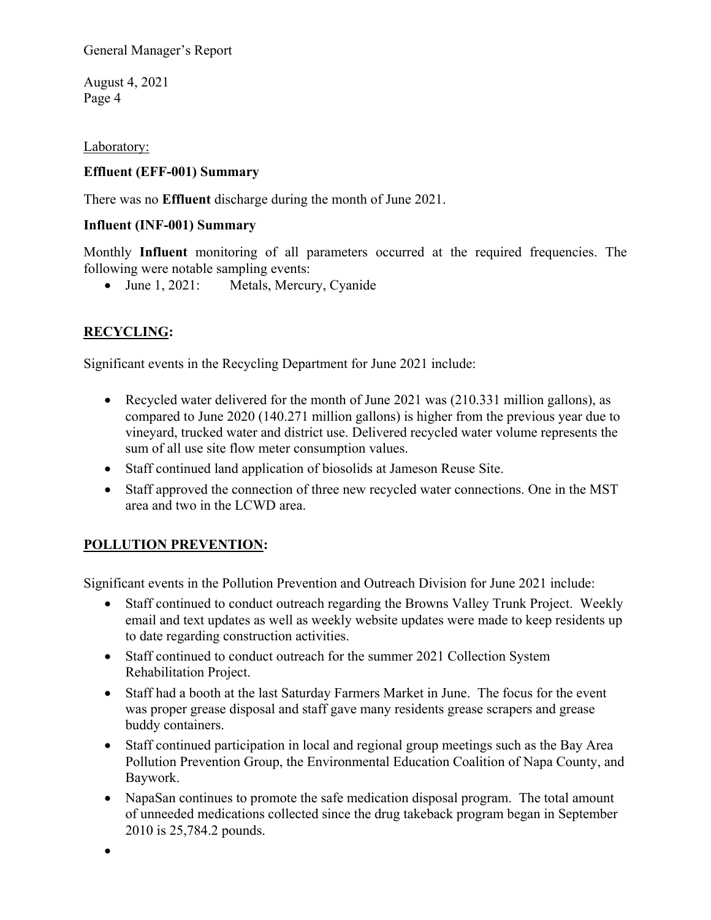Laboratory:

**Effluent (EFF-001) Summary**

There was no **Effluent** discharge during the month of June 2021.

**Influent (INF-001) Summary**

Monthly **Influent** monitoring of all parameters occurred at the required frequencies. The following were notable sampling events:

- June 1, 2021: Metals, Mercury, Cyanide

## **RECYCLING:**

Significant events in the Recycling Department for June 2021 include:

- Recycled water delivered for the month of June 2021 was (210.331 million gallons), as compared to June 2020 (140.271 million gallons) is higher from the previous year due to vineyard, trucked water and district use. Delivered recycled water volume represents the sum of all use site flow meter consumption values.
- Staff continued land application of biosolids at Jameson Reuse Site.
- Staff approved the connection of three new recycled water connections. One in the MST area and two in the LCWD area.

## **POLLUTION PREVENTION:**

Significant events in the Pollution Prevention and Outreach Division for June 2021 include:

- Staff continued to conduct outreach regarding the Browns Valley Trunk Project. Weekly email and text updates as well as weekly website updates were made to keep residents up to date regarding construction activities.
- Staff continued to conduct outreach for the summer 2021 Collection System Rehabilitation Project.
- Staff had a booth at the last Saturday Farmers Market in June. The focus for the event was proper grease disposal and staff gave many residents grease scrapers and grease buddy containers.
- Staff continued participation in local and regional group meetings such as the Bay Area Pollution Prevention Group, the Environmental Education Coalition of Napa County, and Baywork.
- NapaSan continues to promote the safe medication disposal program. The total amount of unneeded medications collected since the drug takeback program began in September 2010 is 25,784.2 pounds.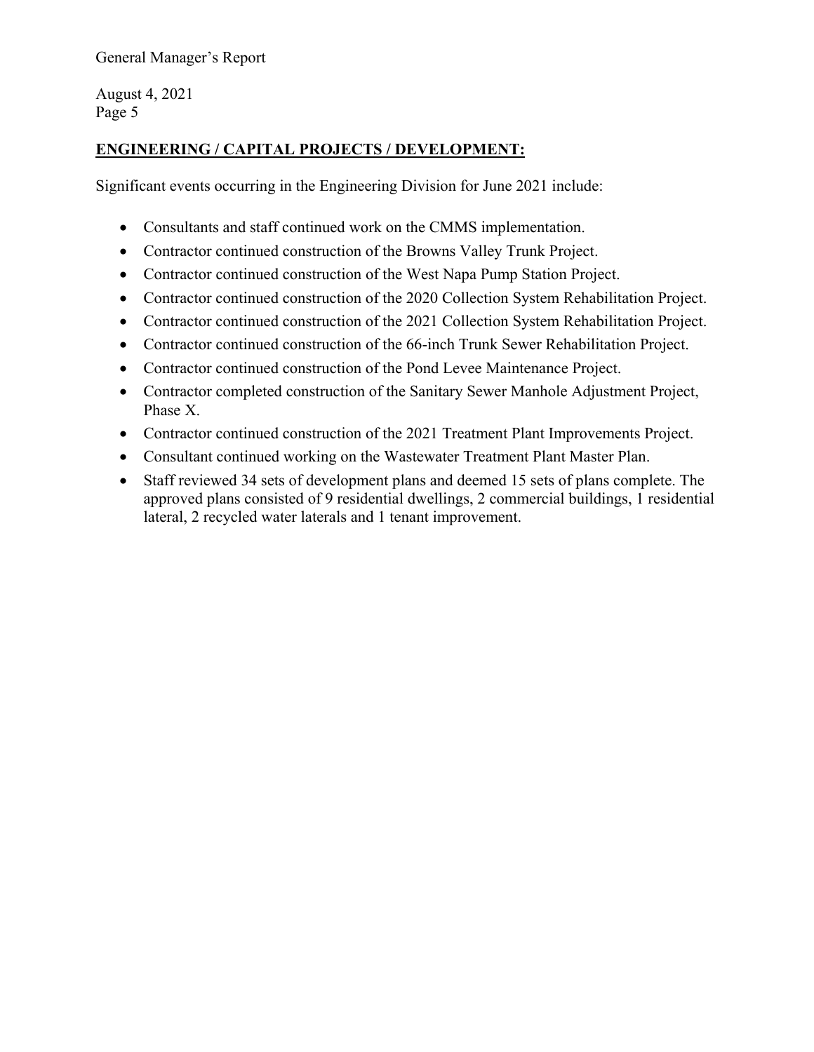## ENGINEERING / CAPITAL PROJECTS / DEVELOPMENT:

Significant events occurring in the Engineering Division for June 2021 include:

- Consultants and staff continued work on the CMMS implementation.
- Contractor continued construction of the Browns Valley Trunk Project.
- Contractor continued construction of the West Napa Pump Station Project.
- Contractor continued construction of the 2020 Collection System Rehabilitation Project.
- Contractor continued construction of the 2021 Collection System Rehabilitation Project.
- Contractor continued construction of the 66-inch Trunk Sewer Rehabilitation Project.
- Contractor continued construction of the Pond Levee Maintenance Project.
- Contractor completed construction of the Sanitary Sewer Manhole Adjustment Project, Phase X.
- Contractor continued construction of the 2021 Treatment Plant Improvements Project.
- Consultant continued working on the Wastewater Treatment Plant Master Plan.
- Staff reviewed 34 sets of development plans and deemed 15 sets of plans complete. The approved plans consisted of 9 residential dwellings, 2 commercial buildings, 1 residential lateral, 2 recycled water laterals and 1 tenant improvement.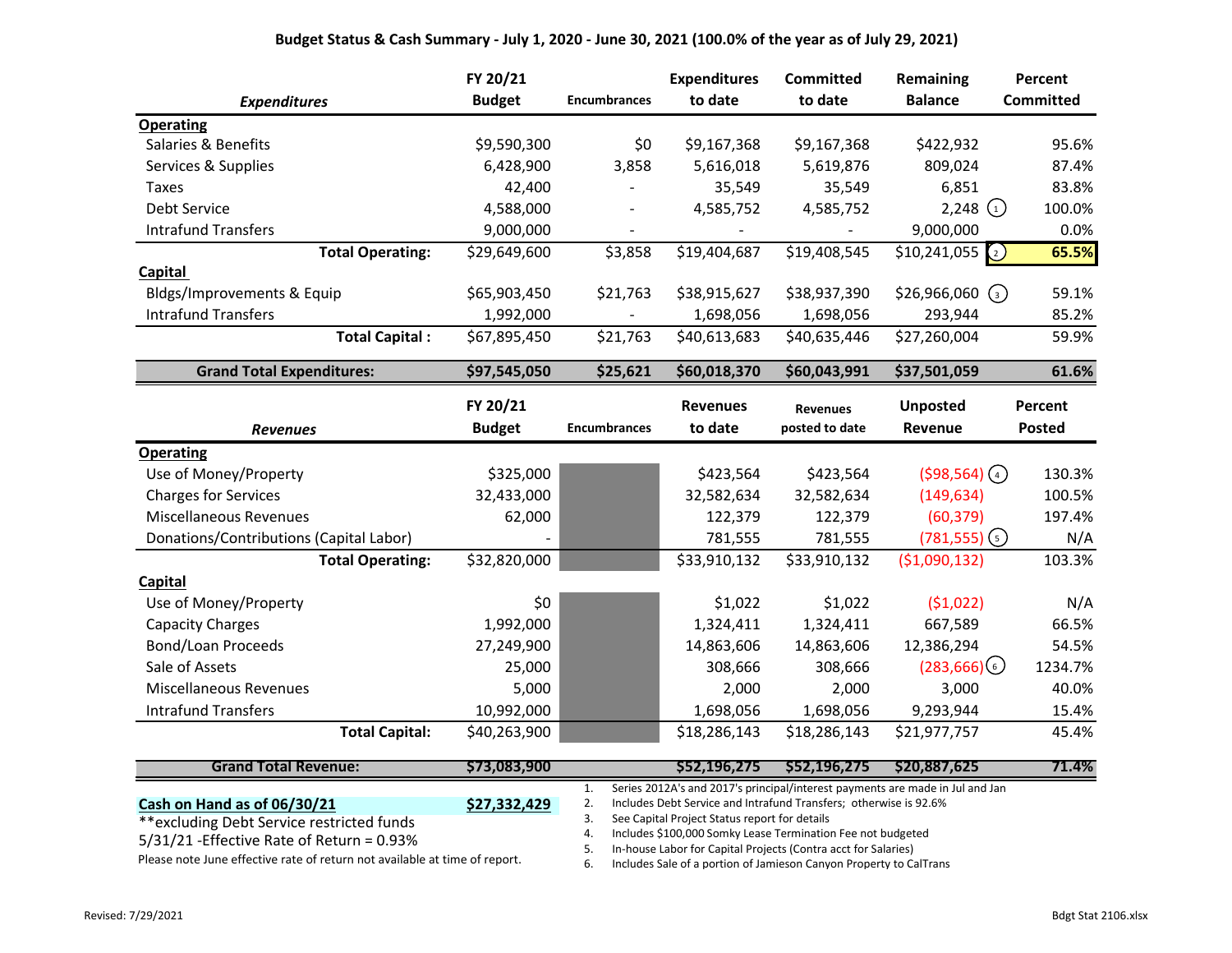**Budget Status & Cash Summary - July 1, 2020 - June 30, 2021 (100.0% of the year as of July 29, 2021)**

| *Expenditures* | FY 20/21 Budget | Encumbrances | Expenditures to date | Committed to date | Remaining Balance | Percent Committed |
|---|---|---|---|---|---|---|
| **Operating** | | | | | | |
| Salaries & Benefits | $9,590,300 | $0 | $9,167,368 | $9,167,368 | $422,932 | 95.6% |
| Services & Supplies | 6,428,900 | 3,858 | 5,616,018 | 5,619,876 | 809,024 | 87.4% |
| Taxes | 42,400 | - | 35,549 | 35,549 | 6,851 | 83.8% |
| Debt Service | 4,588,000 | - | 4,585,752 | 4,585,752 | 2,248 (1) | 100.0% |
| Intrafund Transfers | 9,000,000 | - | - | - | 9,000,000 | 0.0% |
| **Total Operating:** | $29,649,600 | $3,858 | $19,404,687 | $19,408,545 | $10,241,055 (2) | **65.5%** |
| **Capital** | | | | | | |
| Bldgs/Improvements & Equip | $65,903,450 | $21,763 | $38,915,627 | $38,937,390 | $26,966,060 (3) | 59.1% |
| Intrafund Transfers | 1,992,000 | - | 1,698,056 | 1,698,056 | 293,944 | 85.2% |
| **Total Capital :** | $67,895,450 | $21,763 | $40,613,683 | $40,635,446 | $27,260,004 | 59.9% |
| **Grand Total Expenditures:** | **$97,545,050** | **$25,621** | **$60,018,370** | **$60,043,991** | **$37,501,059** | **61.6%** |

| *Revenues* | FY 20/21 Budget | Encumbrances | Revenues to date | Revenues posted to date | Unposted Revenue | Percent Posted |
|---|---|---|---|---|---|---|
| **Operating** | | | | | | |
| Use of Money/Property | $325,000 | | $423,564 | $423,564 | ($98,564) (4) | 130.3% |
| Charges for Services | 32,433,000 | | 32,582,634 | 32,582,634 | (149,634) | 100.5% |
| Miscellaneous Revenues | 62,000 | | 122,379 | 122,379 | (60,379) | 197.4% |
| Donations/Contributions (Capital Labor) | - | | 781,555 | 781,555 | (781,555) (5) | N/A |
| **Total Operating:** | $32,820,000 | | $33,910,132 | $33,910,132 | ($1,090,132) | 103.3% |
| **Capital** | | | | | | |
| Use of Money/Property | $0 | | $1,022 | $1,022 | ($1,022) | N/A |
| Capacity Charges | 1,992,000 | | 1,324,411 | 1,324,411 | 667,589 | 66.5% |
| Bond/Loan Proceeds | 27,249,900 | | 14,863,606 | 14,863,606 | 12,386,294 | 54.5% |
| Sale of Assets | 25,000 | | 308,666 | 308,666 | (283,666) (6) | 1234.7% |
| Miscellaneous Revenues | 5,000 | | 2,000 | 2,000 | 3,000 | 40.0% |
| Intrafund Transfers | 10,992,000 | | 1,698,056 | 1,698,056 | 9,293,944 | 15.4% |
| **Total Capital:** | $40,263,900 | | $18,286,143 | $18,286,143 | $21,977,757 | 45.4% |
| **Grand Total Revenue:** | **$73,083,900** | | **$52,196,275** | **$52,196,275** | **$20,887,625** | **71.4%** |

**Cash on Hand as of 06/30/21** **$27,332,429**

**excluding Debt Service restricted funds

5/31/21 -Effective Rate of Return = 0.93%

Please note June effective rate of return not available at time of report.

1. Series 2012A's and 2017's principal/interest payments are made in Jul and Jan
2. Includes Debt Service and Intrafund Transfers; otherwise is 92.6%
3. See Capital Project Status report for details
4. Includes $100,000 Somky Lease Termination Fee not budgeted
5. In-house Labor for Capital Projects (Contra acct for Salaries)
6. Includes Sale of a portion of Jamieson Canyon Property to CalTrans

Revised: 7/29/2021

Bdgt Stat 2106.xlsx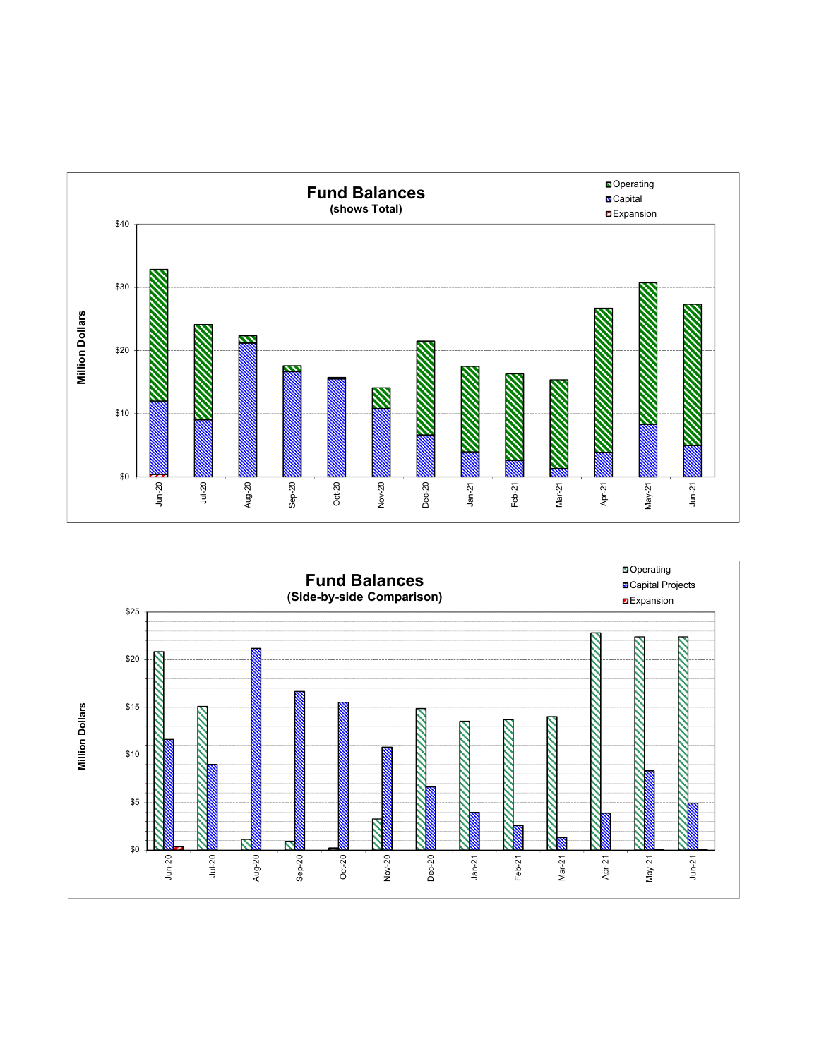## Fund Balances
**(shows Total)**

Legend: Operating, Capital, Expansion

Million Dollars: $0, $10, $20, $30, $40

Jun-20, Jul-20, Aug-20, Sep-20, Oct-20, Nov-20, Dec-20, Jan-21, Feb-21, Mar-21, Apr-21, May-21, Jun-21

## Fund Balances
**(Side-by-side Comparison)**

Legend: Operating, Capital Projects, Expansion

Million Dollars: $0, $5, $10, $15, $20, $25

Jun-20, Jul-20, Aug-20, Sep-20, Oct-20, Nov-20, Dec-20, Jan-21, Feb-21, Mar-21, Apr-21, May-21, Jun-21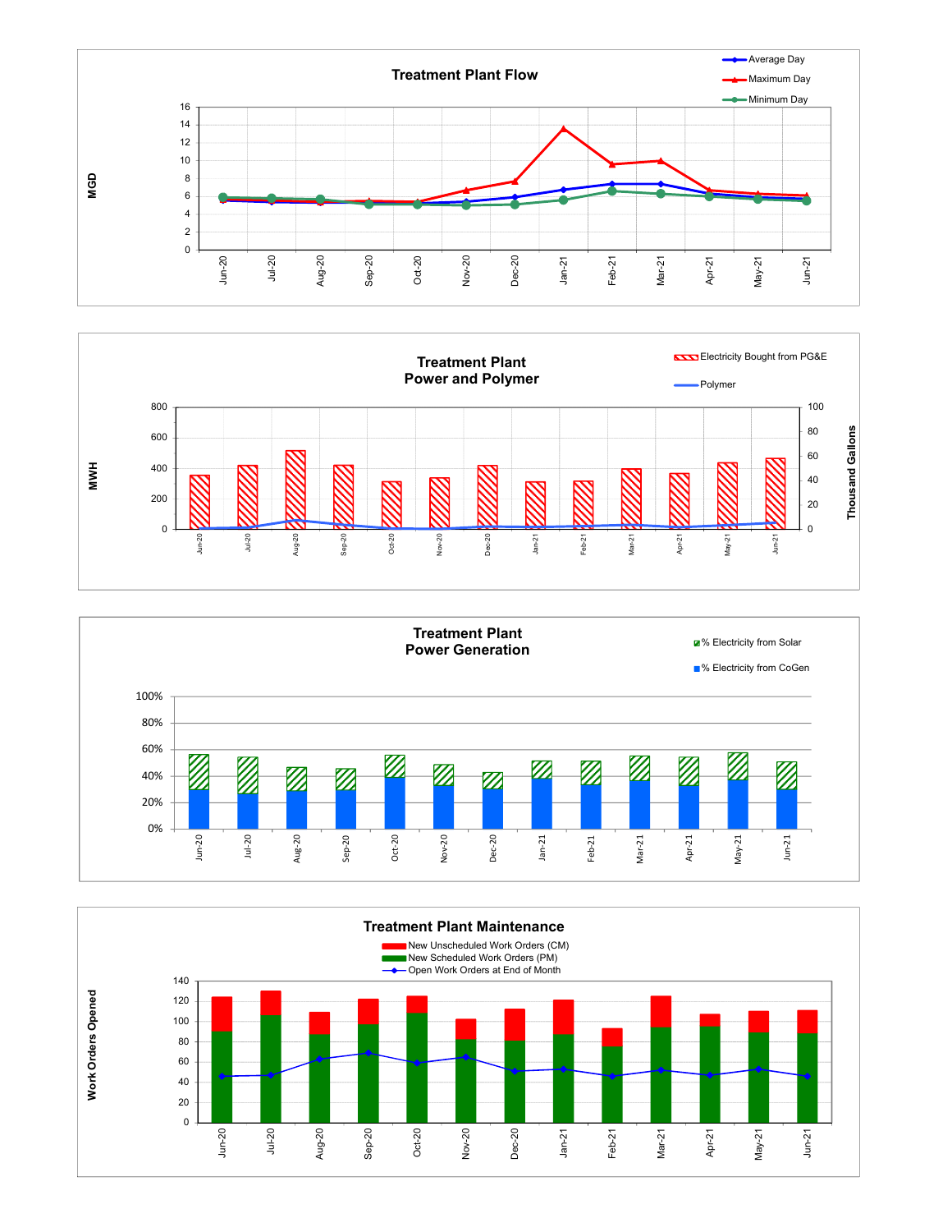## Treatment Plant Flow

MGD

- Average Day
- Maximum Day
- Minimum Day

Jun-20, Jul-20, Aug-20, Sep-20, Oct-20, Nov-20, Dec-20, Jan-21, Feb-21, Mar-21, Apr-21, May-21, Jun-21

## Treatment Plant Power and Polymer

MWH / Thousand Gallons

- Electricity Bought from PG&E
- Polymer

Jun-20, Jul-20, Aug-20, Sep-20, Oct-20, Nov-20, Dec-20, Jan-21, Feb-21, Mar-21, Apr-21, May-21, Jun-21

## Treatment Plant Power Generation

- % Electricity from Solar
- % Electricity from CoGen

Jun-20, Jul-20, Aug-20, Sep-20, Oct-20, Nov-20, Dec-20, Jan-21, Feb-21, Mar-21, Apr-21, May-21, Jun-21

## Treatment Plant Maintenance

Work Orders Opened

- New Unscheduled Work Orders (CM)
- New Scheduled Work Orders (PM)
- Open Work Orders at End of Month

Jun-20, Jul-20, Aug-20, Sep-20, Oct-20, Nov-20, Dec-20, Jan-21, Feb-21, Mar-21, Apr-21, May-21, Jun-21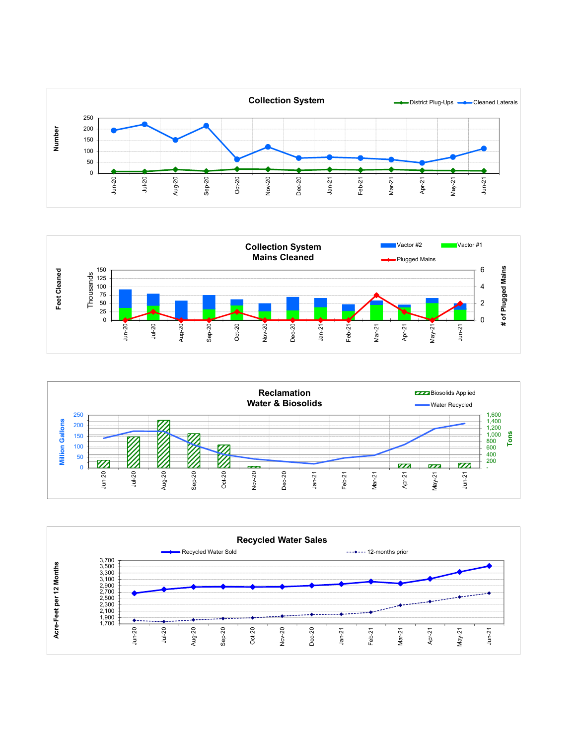## Collection System

District Plug-Ups — Cleaned Laterals

Number

250
200
150
100
50
0

Jun-20 Jul-20 Aug-20 Sep-20 Oct-20 Nov-20 Dec-20 Jan-21 Feb-21 Mar-21 Apr-21 May-21 Jun-21

## Collection System Mains Cleaned

Vactor #2 — Vactor #1 — Plugged Mains

Feet Cleaned (Thousands)

150
125
100
75
50
25
0

# of Plugged Mains

6
4
2
0

Jun-20 Jul-20 Aug-20 Sep-20 Oct-20 Nov-20 Dec-20 Jan-21 Feb-21 Mar-21 Apr-21 May-21 Jun-21

## Reclamation Water & Biosolids

Biosolids Applied — Water Recycled

Million Gallons

250
200
150
100
50
0

Tons

1,600
1,400
1,200
1,000
800
600
400
200
-

Jun-20 Jul-20 Aug-20 Sep-20 Oct-20 Nov-20 Dec-20 Jan-21 Feb-21 Mar-21 Apr-21 May-21 Jun-21

## Recycled Water Sales

Recycled Water Sold — 12-months prior

Acre-Feet per 12 Months

3,700
3,500
3,300
3,100
2,900
2,700
2,500
2,300
2,100
1,900
1,700

Jun-20 Jul-20 Aug-20 Sep-20 Oct-20 Nov-20 Dec-20 Jan-21 Feb-21 Mar-21 Apr-21 May-21 Jun-21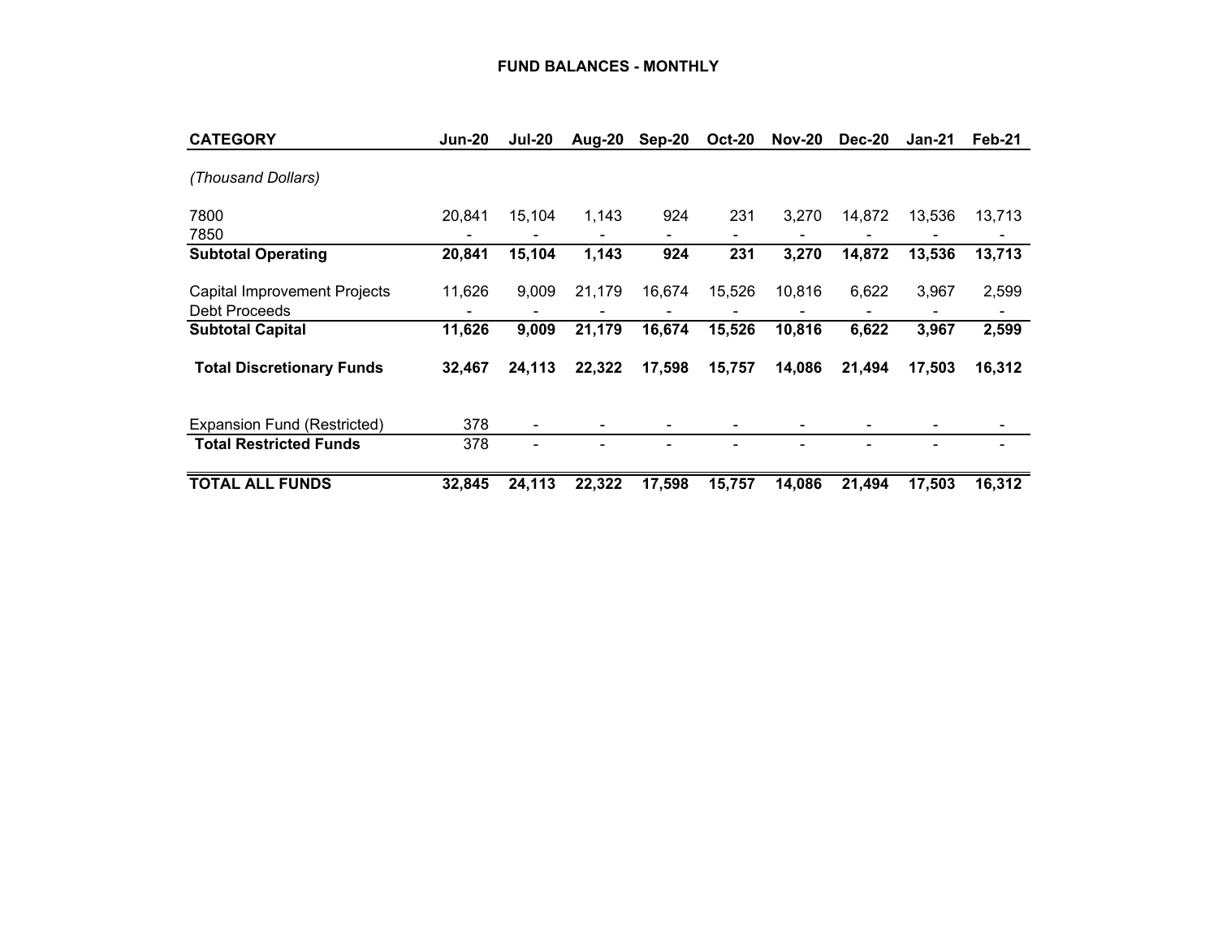# FUND BALANCES - MONTHLY

| CATEGORY | Jun-20 | Jul-20 | Aug-20 | Sep-20 | Oct-20 | Nov-20 | Dec-20 | Jan-21 | Feb-21 |
|---|---|---|---|---|---|---|---|---|---|
| *(Thousand Dollars)* | | | | | | | | | |
| 7800 | 20,841 | 15,104 | 1,143 | 924 | 231 | 3,270 | 14,872 | 13,536 | 13,713 |
| 7850 | - | - | - | - | - | - | - | - | - |
| **Subtotal Operating** | **20,841** | **15,104** | **1,143** | **924** | **231** | **3,270** | **14,872** | **13,536** | **13,713** |
| Capital Improvement Projects | 11,626 | 9,009 | 21,179 | 16,674 | 15,526 | 10,816 | 6,622 | 3,967 | 2,599 |
| Debt Proceeds | - | - | - | - | - | - | - | - | - |
| **Subtotal Capital** | **11,626** | **9,009** | **21,179** | **16,674** | **15,526** | **10,816** | **6,622** | **3,967** | **2,599** |
| **Total Discretionary Funds** | **32,467** | **24,113** | **22,322** | **17,598** | **15,757** | **14,086** | **21,494** | **17,503** | **16,312** |
| Expansion Fund (Restricted) | 378 | - | - | - | - | - | - | - | - |
| **Total Restricted Funds** | 378 | - | - | - | - | - | - | - | - |
| **TOTAL ALL FUNDS** | **32,845** | **24,113** | **22,322** | **17,598** | **15,757** | **14,086** | **21,494** | **17,503** | **16,312** |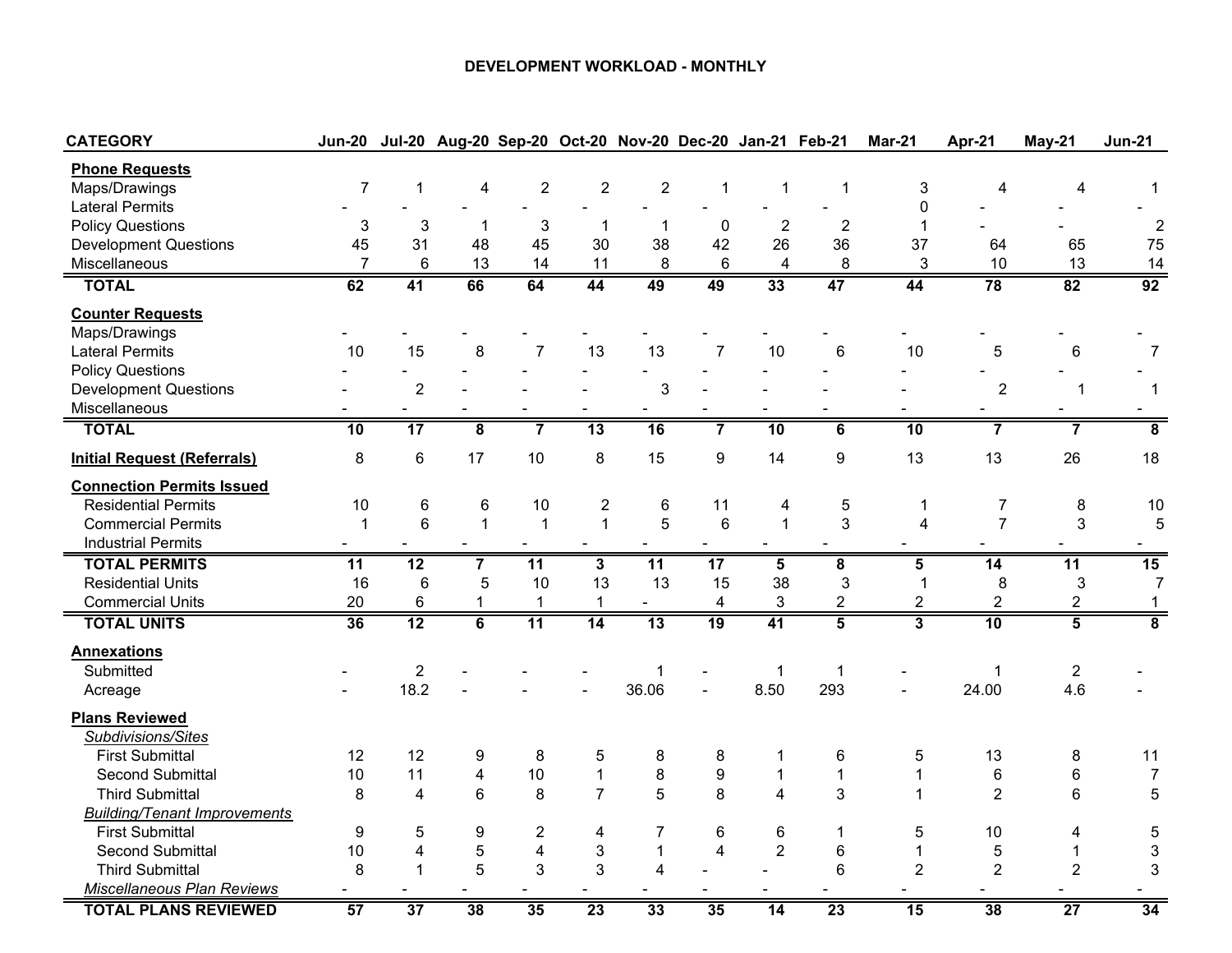# DEVELOPMENT WORKLOAD - MONTHLY

| CATEGORY | Jun-20 | Jul-20 | Aug-20 | Sep-20 | Oct-20 | Nov-20 | Dec-20 | Jan-21 | Feb-21 | Mar-21 | Apr-21 | May-21 | Jun-21 |
|---|---|---|---|---|---|---|---|---|---|---|---|---|---|
| **Phone Requests** | | | | | | | | | | | | | |
| Maps/Drawings | 7 | 1 | 4 | 2 | 2 | 2 | 1 | 1 | 1 | 3 | 4 | 4 | 1 |
| Lateral Permits | - | - | - | - | - | - | - | - | - | 0 | - | - | - |
| Policy Questions | 3 | 3 | 1 | 3 | 1 | 1 | 0 | 2 | 2 | 1 | - | - | 2 |
| Development Questions | 45 | 31 | 48 | 45 | 30 | 38 | 42 | 26 | 36 | 37 | 64 | 65 | 75 |
| Miscellaneous | 7 | 6 | 13 | 14 | 11 | 8 | 6 | 4 | 8 | 3 | 10 | 13 | 14 |
| **TOTAL** | **62** | **41** | **66** | **64** | **44** | **49** | **49** | **33** | **47** | **44** | **78** | **82** | **92** |
| **Counter Requests** | | | | | | | | | | | | | |
| Maps/Drawings | - | - | - | - | - | - | - | - | - | - | - | - | - |
| Lateral Permits | 10 | 15 | 8 | 7 | 13 | 13 | 7 | 10 | 6 | 10 | 5 | 6 | 7 |
| Policy Questions | - | - | - | - | - | - | - | - | - | - | - | - | - |
| Development Questions | - | 2 | - | - | - | 3 | - | - | - | - | 2 | 1 | 1 |
| Miscellaneous | - | - | - | - | - | - | - | - | - | - | - | - | - |
| **TOTAL** | **10** | **17** | **8** | **7** | **13** | **16** | **7** | **10** | **6** | **10** | **7** | **7** | **8** |
| **Initial Request (Referrals)** | 8 | 6 | 17 | 10 | 8 | 15 | 9 | 14 | 9 | 13 | 13 | 26 | 18 |
| **Connection Permits Issued** | | | | | | | | | | | | | |
| Residential Permits | 10 | 6 | 6 | 10 | 2 | 6 | 11 | 4 | 5 | 1 | 7 | 8 | 10 |
| Commercial Permits | 1 | 6 | 1 | 1 | 1 | 5 | 6 | 1 | 3 | 4 | 7 | 3 | 5 |
| Industrial Permits | - | - | - | - | - | - | - | - | - | - | - | - | - |
| **TOTAL PERMITS** | **11** | **12** | **7** | **11** | **3** | **11** | **17** | **5** | **8** | **5** | **14** | **11** | **15** |
| Residential Units | 16 | 6 | 5 | 10 | 13 | 13 | 15 | 38 | 3 | 1 | 8 | 3 | 7 |
| Commercial Units | 20 | 6 | 1 | 1 | 1 | - | 4 | 3 | 2 | 2 | 2 | 2 | 1 |
| **TOTAL UNITS** | **36** | **12** | **6** | **11** | **14** | **13** | **19** | **41** | **5** | **3** | **10** | **5** | **8** |
| **Annexations** | | | | | | | | | | | | | |
| Submitted | - | 2 | - | - | - | 1 | - | 1 | 1 | - | 1 | 2 | - |
| Acreage | - | 18.2 | - | - | - | 36.06 | - | 8.50 | 293 | - | 24.00 | 4.6 | - |
| **Plans Reviewed** | | | | | | | | | | | | | |
| *Subdivisions/Sites* | | | | | | | | | | | | | |
| First Submittal | 12 | 12 | 9 | 8 | 5 | 8 | 8 | 1 | 6 | 5 | 13 | 8 | 11 |
| Second Submittal | 10 | 11 | 4 | 10 | 1 | 8 | 9 | 1 | 1 | 1 | 6 | 6 | 7 |
| Third Submittal | 8 | 4 | 6 | 8 | 7 | 5 | 8 | 4 | 3 | 1 | 2 | 6 | 5 |
| *Building/Tenant Improvements* | | | | | | | | | | | | | |
| First Submittal | 9 | 5 | 9 | 2 | 4 | 7 | 6 | 6 | 1 | 5 | 10 | 4 | 5 |
| Second Submittal | 10 | 4 | 5 | 4 | 3 | 1 | 4 | 2 | 6 | 1 | 5 | 1 | 3 |
| Third Submittal | 8 | 1 | 5 | 3 | 3 | 4 | - | - | 6 | 2 | 2 | 2 | 3 |
| *Miscellaneous Plan Reviews* | - | - | - | - | - | - | - | - | - | - | - | - | - |
| **TOTAL PLANS REVIEWED** | **57** | **37** | **38** | **35** | **23** | **33** | **35** | **14** | **23** | **15** | **38** | **27** | **34** |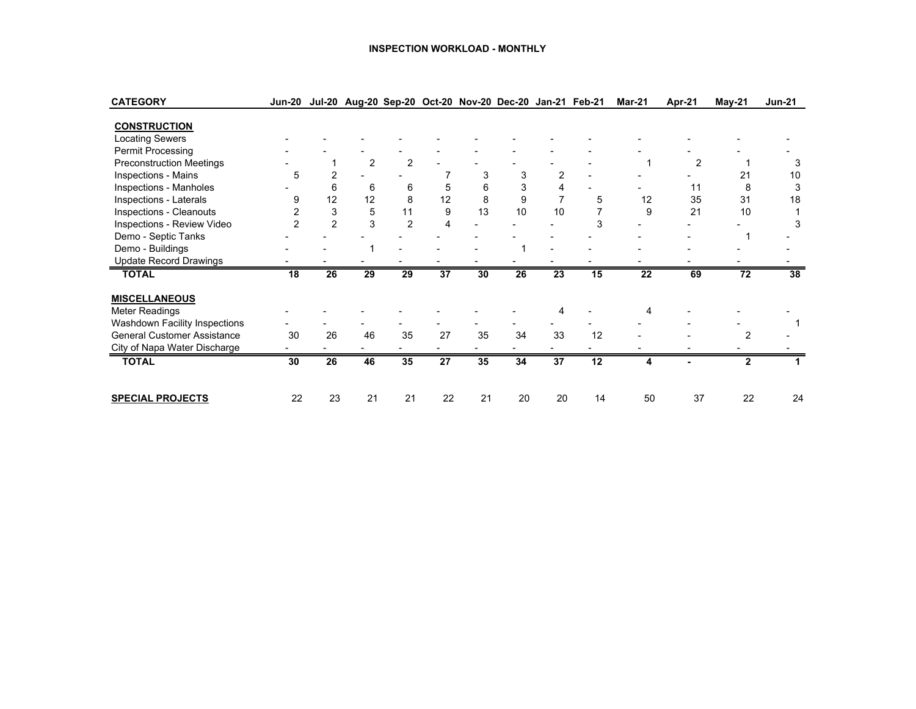# INSPECTION WORKLOAD - MONTHLY

| CATEGORY | Jun-20 | Jul-20 | Aug-20 | Sep-20 | Oct-20 | Nov-20 | Dec-20 | Jan-21 | Feb-21 | Mar-21 | Apr-21 | May-21 | Jun-21 |
|---|---|---|---|---|---|---|---|---|---|---|---|---|---|
| **CONSTRUCTION** | | | | | | | | | | | | | |
| Locating Sewers | - | - | - | - | - | - | - | - | - | - | - | - | - |
| Permit Processing | - | - | - | - | - | - | - | - | - | - | - | - | - |
| Preconstruction Meetings | - | 1 | 2 | 2 | - | - | - | - | - | 1 | 2 | 1 | 3 |
| Inspections - Mains | 5 | 2 | - | - | 7 | 3 | 3 | 2 | - | - | - | 21 | 10 |
| Inspections - Manholes | - | 6 | 6 | 6 | 5 | 6 | 3 | 4 | - | - | 11 | 8 | 3 |
| Inspections - Laterals | 9 | 12 | 12 | 8 | 12 | 8 | 9 | 7 | 5 | 12 | 35 | 31 | 18 |
| Inspections - Cleanouts | 2 | 3 | 5 | 11 | 9 | 13 | 10 | 10 | 7 | 9 | 21 | 10 | 1 |
| Inspections - Review Video | 2 | 2 | 3 | 2 | 4 | - | - | - | 3 | - | - | - | 3 |
| Demo - Septic Tanks | - | - | - | - | - | - | - | - | - | - | - | 1 | - |
| Demo - Buildings | - | - | 1 | - | - | - | 1 | - | - | - | - | - | - |
| Update Record Drawings | - | - | - | - | - | - | - | - | - | - | - | - | - |
| **TOTAL** | **18** | **26** | **29** | **29** | **37** | **30** | **26** | **23** | **15** | **22** | **69** | **72** | **38** |
| **MISCELLANEOUS** | | | | | | | | | | | | | |
| Meter Readings | - | - | - | - | - | - | - | 4 | - | 4 | - | - | - |
| Washdown Facility Inspections | - | - | - | - | - | - | - | - | - | - | - | - | 1 |
| General Customer Assistance | 30 | 26 | 46 | 35 | 27 | 35 | 34 | 33 | 12 | - | - | 2 | - |
| City of Napa Water Discharge | - | - | - | - | - | - | - | - | - | - | - | - | - |
| **TOTAL** | **30** | **26** | **46** | **35** | **27** | **35** | **34** | **37** | **12** | **4** | **-** | **2** | **1** |
| **SPECIAL PROJECTS** | 22 | 23 | 21 | 21 | 22 | 21 | 20 | 20 | 14 | 50 | 37 | 22 | 24 |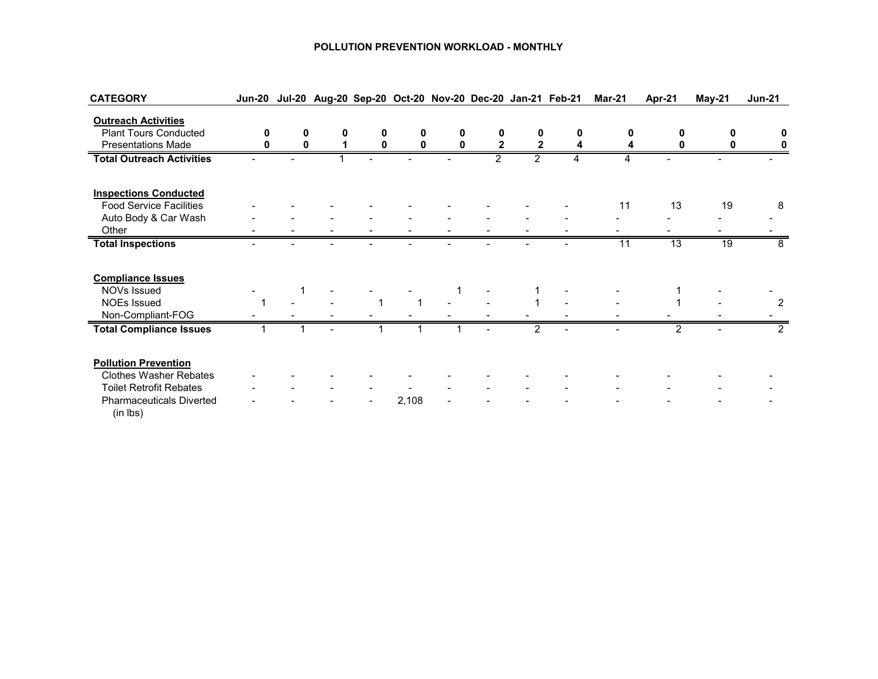**POLLUTION PREVENTION WORKLOAD - MONTHLY**

| CATEGORY | Jun-20 | Jul-20 | Aug-20 | Sep-20 | Oct-20 | Nov-20 | Dec-20 | Jan-21 | Feb-21 | Mar-21 | Apr-21 | May-21 | Jun-21 |
|---|---|---|---|---|---|---|---|---|---|---|---|---|---|
| **Outreach Activities** | | | | | | | | | | | | | |
| Plant Tours Conducted | **0** | **0** | **0** | **0** | **0** | **0** | **0** | **0** | **0** | **0** | **0** | **0** | **0** |
| Presentations Made | **0** | **0** | **1** | **0** | **0** | **0** | **2** | **2** | **4** | **4** | **0** | **0** | **0** |
| **Total Outreach Activities** | - | - | 1 | - | - | - | 2 | 2 | 4 | 4 | - | - | - |
| **Inspections Conducted** | | | | | | | | | | | | | |
| Food Service Facilities | - | - | - | - | - | - | - | - | - | 11 | 13 | 19 | 8 |
| Auto Body & Car Wash | - | - | - | - | - | - | - | - | - | - | - | - | - |
| Other | - | - | - | - | - | - | - | - | - | - | - | - | - |
| **Total Inspections** | - | - | - | - | - | - | - | - | - | 11 | 13 | 19 | 8 |
| **Compliance Issues** | | | | | | | | | | | | | |
| NOVs Issued | - | 1 | - | - | - | 1 | - | 1 | - | - | 1 | - | - |
| NOEs Issued | 1 | - | - | 1 | 1 | - | - | 1 | - | - | 1 | - | 2 |
| Non-Compliant-FOG | - | - | - | - | - | - | - | - | - | - | - | - | - |
| **Total Compliance Issues** | 1 | 1 | - | 1 | 1 | 1 | - | 2 | - | - | 2 | - | 2 |
| **Pollution Prevention** | | | | | | | | | | | | | |
| Clothes Washer Rebates | - | - | - | - | - | - | - | - | - | - | - | - | - |
| Toilet Retrofit Rebates | - | - | - | - | - | - | - | - | - | - | - | - | - |
| Pharmaceuticals Diverted (in lbs) | - | - | - | - | 2,108 | - | - | - | - | - | - | - | - |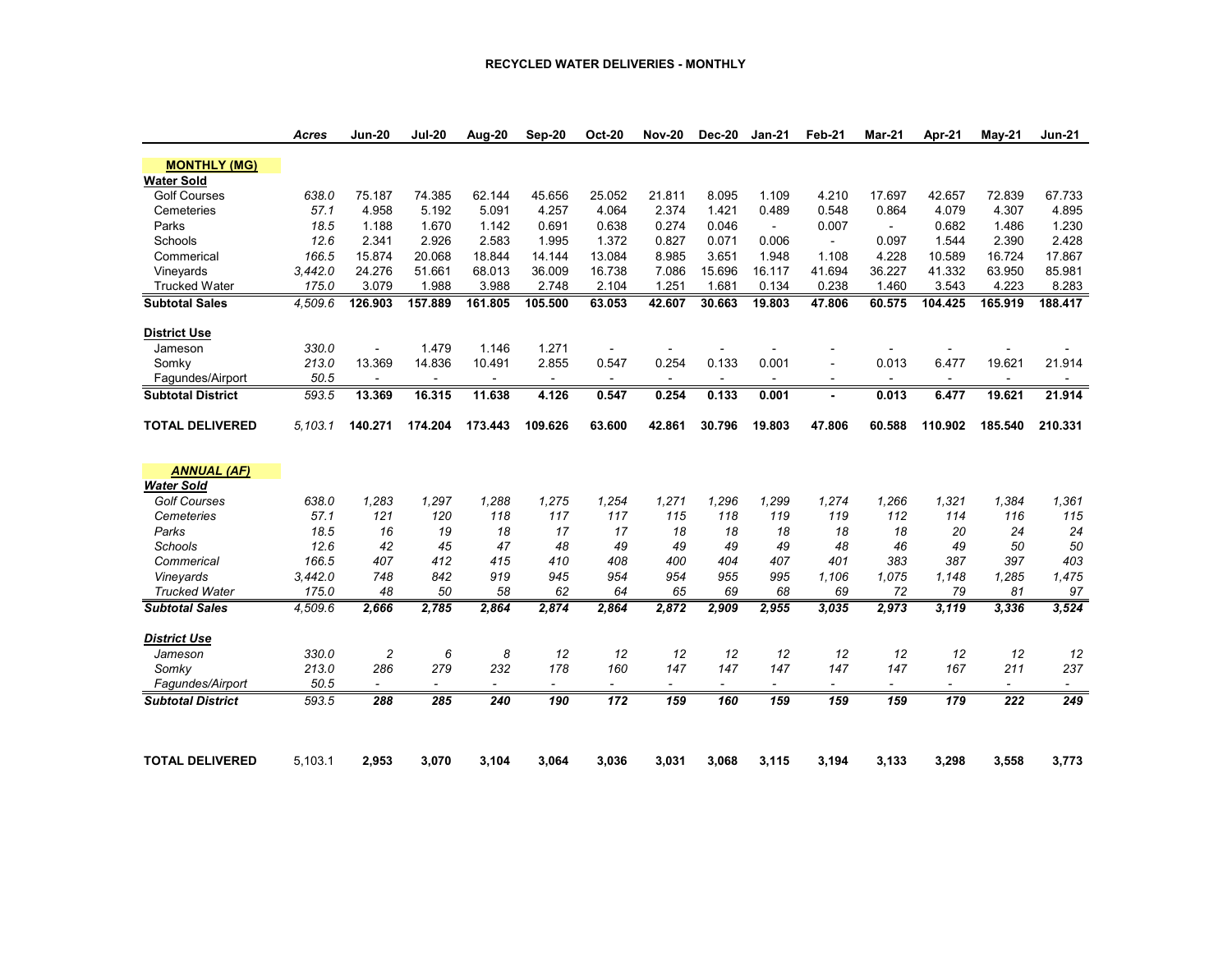# RECYCLED WATER DELIVERIES - MONTHLY

| | Acres | Jun-20 | Jul-20 | Aug-20 | Sep-20 | Oct-20 | Nov-20 | Dec-20 | Jan-21 | Feb-21 | Mar-21 | Apr-21 | May-21 | Jun-21 |
|---|---|---|---|---|---|---|---|---|---|---|---|---|---|---|
| **MONTHLY (MG)** | | | | | | | | | | | | | | |
| **Water Sold** | | | | | | | | | | | | | | |
| Golf Courses | *638.0* | 75.187 | 74.385 | 62.144 | 45.656 | 25.052 | 21.811 | 8.095 | 1.109 | 4.210 | 17.697 | 42.657 | 72.839 | 67.733 |
| Cemeteries | *57.1* | 4.958 | 5.192 | 5.091 | 4.257 | 4.064 | 2.374 | 1.421 | 0.489 | 0.548 | 0.864 | 4.079 | 4.307 | 4.895 |
| Parks | *18.5* | 1.188 | 1.670 | 1.142 | 0.691 | 0.638 | 0.274 | 0.046 | - | 0.007 | - | 0.682 | 1.486 | 1.230 |
| Schools | *12.6* | 2.341 | 2.926 | 2.583 | 1.995 | 1.372 | 0.827 | 0.071 | 0.006 | - | 0.097 | 1.544 | 2.390 | 2.428 |
| Commerical | *166.5* | 15.874 | 20.068 | 18.844 | 14.144 | 13.084 | 8.985 | 3.651 | 1.948 | 1.108 | 4.228 | 10.589 | 16.724 | 17.867 |
| Vineyards | *3,442.0* | 24.276 | 51.661 | 68.013 | 36.009 | 16.738 | 7.086 | 15.696 | 16.117 | 41.694 | 36.227 | 41.332 | 63.950 | 85.981 |
| Trucked Water | *175.0* | 3.079 | 1.988 | 3.988 | 2.748 | 2.104 | 1.251 | 1.681 | 0.134 | 0.238 | 1.460 | 3.543 | 4.223 | 8.283 |
| **Subtotal Sales** | *4,509.6* | **126.903** | **157.889** | **161.805** | **105.500** | **63.053** | **42.607** | **30.663** | **19.803** | **47.806** | **60.575** | **104.425** | **165.919** | **188.417** |
| **District Use** | | | | | | | | | | | | | | |
| Jameson | *330.0* | - | 1.479 | 1.146 | 1.271 | - | - | - | - | - | - | - | - | - |
| Somky | *213.0* | 13.369 | 14.836 | 10.491 | 2.855 | 0.547 | 0.254 | 0.133 | 0.001 | - | 0.013 | 6.477 | 19.621 | 21.914 |
| Fagundes/Airport | *50.5* | - | - | - | - | - | - | - | - | - | - | - | - | - |
| **Subtotal District** | *593.5* | **13.369** | **16.315** | **11.638** | **4.126** | **0.547** | **0.254** | **0.133** | **0.001** | **-** | **0.013** | **6.477** | **19.621** | **21.914** |
| **TOTAL DELIVERED** | *5,103.1* | **140.271** | **174.204** | **173.443** | **109.626** | **63.600** | **42.861** | **30.796** | **19.803** | **47.806** | **60.588** | **110.902** | **185.540** | **210.331** |
| ***ANNUAL (AF)*** | | | | | | | | | | | | | | |
| ***Water Sold*** | | | | | | | | | | | | | | |
| *Golf Courses* | *638.0* | *1,283* | *1,297* | *1,288* | *1,275* | *1,254* | *1,271* | *1,296* | *1,299* | *1,274* | *1,266* | *1,321* | *1,384* | *1,361* |
| *Cemeteries* | *57.1* | *121* | *120* | *118* | *117* | *117* | *115* | *118* | *119* | *119* | *112* | *114* | *116* | *115* |
| *Parks* | *18.5* | *16* | *19* | *18* | *17* | *17* | *18* | *18* | *18* | *18* | *18* | *20* | *24* | *24* |
| *Schools* | *12.6* | *42* | *45* | *47* | *48* | *49* | *49* | *49* | *49* | *48* | *46* | *49* | *50* | *50* |
| *Commerical* | *166.5* | *407* | *412* | *415* | *410* | *408* | *400* | *404* | *407* | *401* | *383* | *387* | *397* | *403* |
| *Vineyards* | *3,442.0* | *748* | *842* | *919* | *945* | *954* | *954* | *955* | *995* | *1,106* | *1,075* | *1,148* | *1,285* | *1,475* |
| *Trucked Water* | *175.0* | *48* | *50* | *58* | *62* | *64* | *65* | *69* | *68* | *69* | *72* | *79* | *81* | *97* |
| ***Subtotal Sales*** | *4,509.6* | ***2,666*** | ***2,785*** | ***2,864*** | ***2,874*** | ***2,864*** | ***2,872*** | ***2,909*** | ***2,955*** | ***3,035*** | ***2,973*** | ***3,119*** | ***3,336*** | ***3,524*** |
| ***District Use*** | | | | | | | | | | | | | | |
| *Jameson* | *330.0* | *2* | *6* | *8* | *12* | *12* | *12* | *12* | *12* | *12* | *12* | *12* | *12* | *12* |
| *Somky* | *213.0* | *286* | *279* | *232* | *178* | *160* | *147* | *147* | *147* | *147* | *147* | *167* | *211* | *237* |
| *Fagundes/Airport* | *50.5* | - | - | - | - | - | - | - | - | - | - | - | - | - |
| ***Subtotal District*** | *593.5* | ***288*** | ***285*** | ***240*** | ***190*** | ***172*** | ***159*** | ***160*** | ***159*** | ***159*** | ***159*** | ***179*** | ***222*** | ***249*** |
| **TOTAL DELIVERED** | 5,103.1 | **2,953** | **3,070** | **3,104** | **3,064** | **3,036** | **3,031** | **3,068** | **3,115** | **3,194** | **3,133** | **3,298** | **3,558** | **3,773** |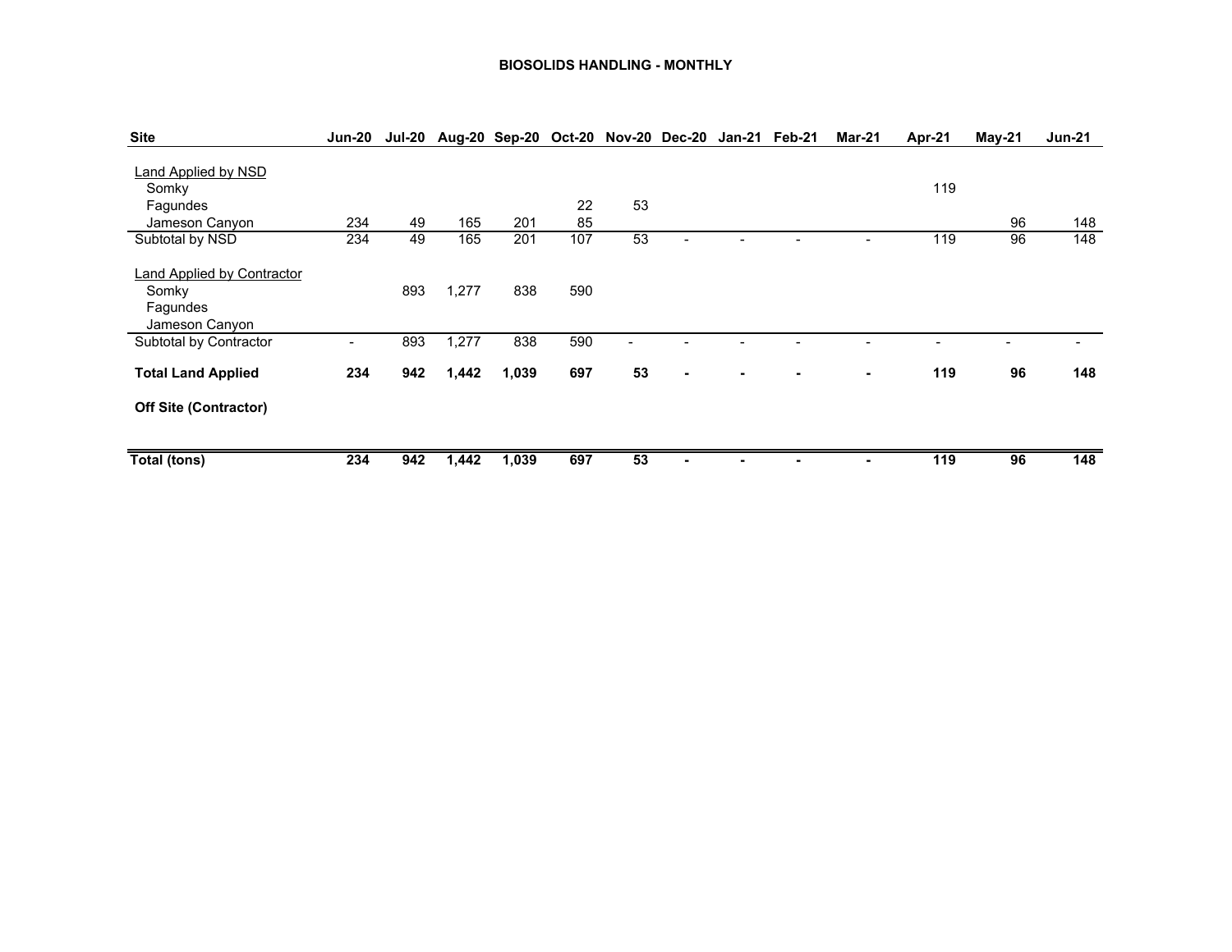## BIOSOLIDS HANDLING - MONTHLY

| Site | Jun-20 | Jul-20 | Aug-20 | Sep-20 | Oct-20 | Nov-20 | Dec-20 | Jan-21 | Feb-21 | Mar-21 | Apr-21 | May-21 | Jun-21 |
|---|---|---|---|---|---|---|---|---|---|---|---|---|---|
| Land Applied by NSD | | | | | | | | | | | | | |
| Somky | | | | | | | | | | | 119 | | |
| Fagundes | | | | | 22 | 53 | | | | | | | |
| Jameson Canyon | 234 | 49 | 165 | 201 | 85 | | | | | | | 96 | 148 |
| Subtotal by NSD | 234 | 49 | 165 | 201 | 107 | 53 | - | - | - | - | 119 | 96 | 148 |
| Land Applied by Contractor | | | | | | | | | | | | | |
| Somky | | 893 | 1,277 | 838 | 590 | | | | | | | | |
| Fagundes | | | | | | | | | | | | | |
| Jameson Canyon | | | | | | | | | | | | | |
| Subtotal by Contractor | - | 893 | 1,277 | 838 | 590 | - | - | - | - | - | - | - | - |
| **Total Land Applied** | **234** | **942** | **1,442** | **1,039** | **697** | **53** | **-** | **-** | **-** | **-** | **119** | **96** | **148** |
| **Off Site (Contractor)** | | | | | | | | | | | | | |
| **Total (tons)** | **234** | **942** | **1,442** | **1,039** | **697** | **53** | **-** | **-** | **-** | **-** | **119** | **96** | **148** |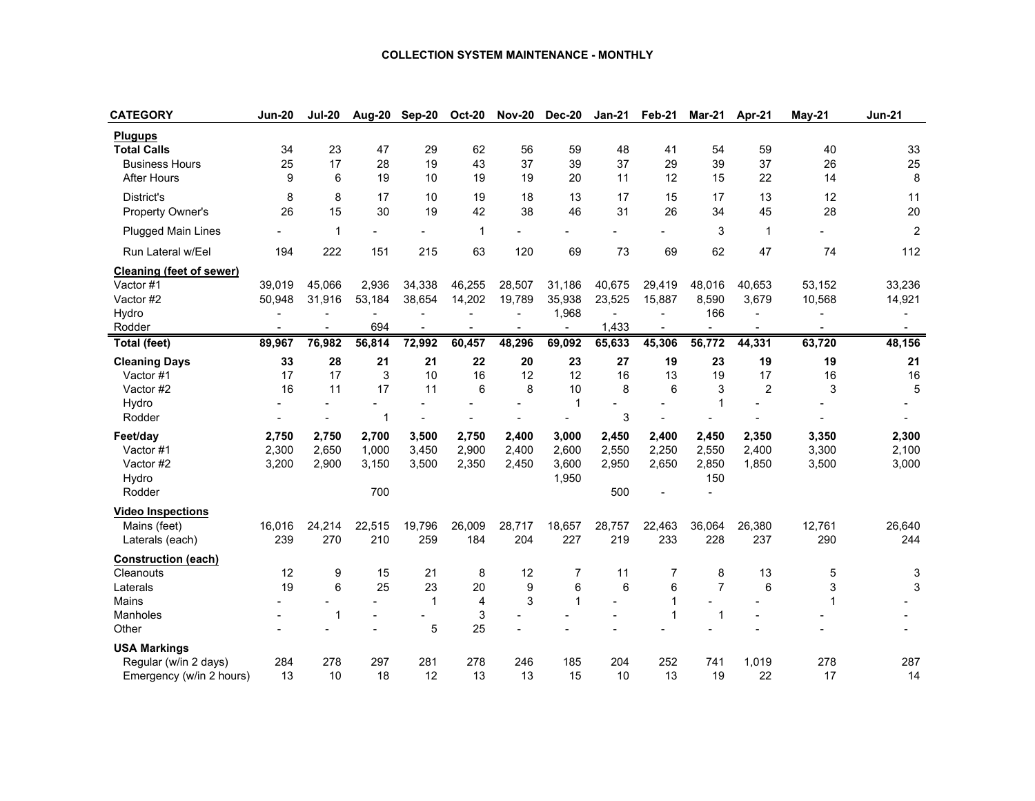# COLLECTION SYSTEM MAINTENANCE - MONTHLY

| CATEGORY | Jun-20 | Jul-20 | Aug-20 | Sep-20 | Oct-20 | Nov-20 | Dec-20 | Jan-21 | Feb-21 | Mar-21 | Apr-21 | May-21 | Jun-21 |
|---|---|---|---|---|---|---|---|---|---|---|---|---|---|
| **Plugups** | | | | | | | | | | | | | |
| **Total Calls** | 34 | 23 | 47 | 29 | 62 | 56 | 59 | 48 | 41 | 54 | 59 | 40 | 33 |
| Business Hours | 25 | 17 | 28 | 19 | 43 | 37 | 39 | 37 | 29 | 39 | 37 | 26 | 25 |
| After Hours | 9 | 6 | 19 | 10 | 19 | 19 | 20 | 11 | 12 | 15 | 22 | 14 | 8 |
| District's | 8 | 8 | 17 | 10 | 19 | 18 | 13 | 17 | 15 | 17 | 13 | 12 | 11 |
| Property Owner's | 26 | 15 | 30 | 19 | 42 | 38 | 46 | 31 | 26 | 34 | 45 | 28 | 20 |
| Plugged Main Lines | - | 1 | - | - | 1 | - | - | - | - | 3 | 1 | - | 2 |
| Run Lateral w/Eel | 194 | 222 | 151 | 215 | 63 | 120 | 69 | 73 | 69 | 62 | 47 | 74 | 112 |
| **Cleaning (feet of sewer)** | | | | | | | | | | | | | |
| Vactor #1 | 39,019 | 45,066 | 2,936 | 34,338 | 46,255 | 28,507 | 31,186 | 40,675 | 29,419 | 48,016 | 40,653 | 53,152 | 33,236 |
| Vactor #2 | 50,948 | 31,916 | 53,184 | 38,654 | 14,202 | 19,789 | 35,938 | 23,525 | 15,887 | 8,590 | 3,679 | 10,568 | 14,921 |
| Hydro | - | - | - | - | - | - | 1,968 | - | - | 166 | - | - | - |
| Rodder | - | - | 694 | - | - | - | - | 1,433 | - | - | - | - | - |
| **Total (feet)** | **89,967** | **76,982** | **56,814** | **72,992** | **60,457** | **48,296** | **69,092** | **65,633** | **45,306** | **56,772** | **44,331** | **63,720** | **48,156** |
| **Cleaning Days** | **33** | **28** | **21** | **21** | **22** | **20** | **23** | **27** | **19** | **23** | **19** | **19** | **21** |
| Vactor #1 | 17 | 17 | 3 | 10 | 16 | 12 | 12 | 16 | 13 | 19 | 17 | 16 | 16 |
| Vactor #2 | 16 | 11 | 17 | 11 | 6 | 8 | 10 | 8 | 6 | 3 | 2 | 3 | 5 |
| Hydro | - | - | - | - | - | - | 1 | - | - | 1 | - | - | - |
| Rodder | - | - | 1 | - | - | - | - | 3 | - | - | - | - | - |
| **Feet/day** | **2,750** | **2,750** | **2,700** | **3,500** | **2,750** | **2,400** | **3,000** | **2,450** | **2,400** | **2,450** | **2,350** | **3,350** | **2,300** |
| Vactor #1 | 2,300 | 2,650 | 1,000 | 3,450 | 2,900 | 2,400 | 2,600 | 2,550 | 2,250 | 2,550 | 2,400 | 3,300 | 2,100 |
| Vactor #2 | 3,200 | 2,900 | 3,150 | 3,500 | 2,350 | 2,450 | 3,600 | 2,950 | 2,650 | 2,850 | 1,850 | 3,500 | 3,000 |
| Hydro | | | | | | | 1,950 | | | 150 | | | |
| Rodder | | | 700 | | | | | 500 | - | - | | | |
| **Video Inspections** | | | | | | | | | | | | | |
| Mains (feet) | 16,016 | 24,214 | 22,515 | 19,796 | 26,009 | 28,717 | 18,657 | 28,757 | 22,463 | 36,064 | 26,380 | 12,761 | 26,640 |
| Laterals (each) | 239 | 270 | 210 | 259 | 184 | 204 | 227 | 219 | 233 | 228 | 237 | 290 | 244 |
| **Construction (each)** | | | | | | | | | | | | | |
| Cleanouts | 12 | 9 | 15 | 21 | 8 | 12 | 7 | 11 | 7 | 8 | 13 | 5 | 3 |
| Laterals | 19 | 6 | 25 | 23 | 20 | 9 | 6 | 6 | 6 | 7 | 6 | 3 | 3 |
| Mains | - | - | - | 1 | 4 | 3 | 1 | - | 1 | - | - | 1 | - |
| Manholes | - | 1 | - | - | 3 | - | - | - | 1 | 1 | - | - | - |
| Other | - | - | - | 5 | 25 | - | - | - | - | - | - | - | - |
| **USA Markings** | | | | | | | | | | | | | |
| Regular (w/in 2 days) | 284 | 278 | 297 | 281 | 278 | 246 | 185 | 204 | 252 | 741 | 1,019 | 278 | 287 |
| Emergency (w/in 2 hours) | 13 | 10 | 18 | 12 | 13 | 13 | 15 | 10 | 13 | 19 | 22 | 17 | 14 |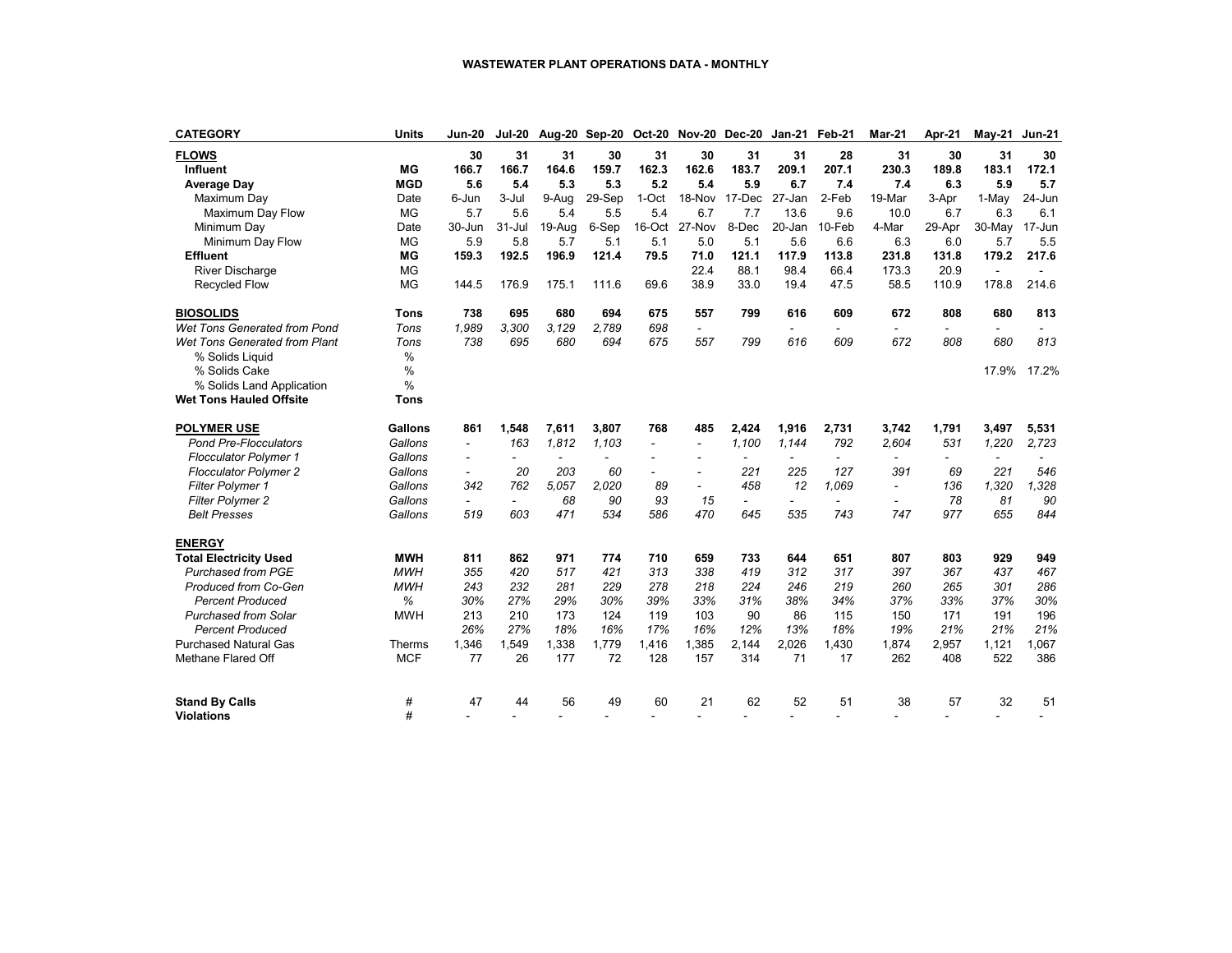# WASTEWATER PLANT OPERATIONS DATA - MONTHLY

| CATEGORY | Units | Jun-20 | Jul-20 | Aug-20 | Sep-20 | Oct-20 | Nov-20 | Dec-20 | Jan-21 | Feb-21 | Mar-21 | Apr-21 | May-21 | Jun-21 |
|---|---|---|---|---|---|---|---|---|---|---|---|---|---|---|
| **FLOWS** | | **30** | **31** | **31** | **30** | **31** | **30** | **31** | **31** | **28** | **31** | **30** | **31** | **30** |
| **Influent** | **MG** | **166.7** | **166.7** | **164.6** | **159.7** | **162.3** | **162.6** | **183.7** | **209.1** | **207.1** | **230.3** | **189.8** | **183.1** | **172.1** |
| **Average Day** | **MGD** | **5.6** | **5.4** | **5.3** | **5.3** | **5.2** | **5.4** | **5.9** | **6.7** | **7.4** | **7.4** | **6.3** | **5.9** | **5.7** |
| Maximum Day | Date | 6-Jun | 3-Jul | 9-Aug | 29-Sep | 1-Oct | 18-Nov | 17-Dec | 27-Jan | 2-Feb | 19-Mar | 3-Apr | 1-May | 24-Jun |
| Maximum Day Flow | MG | 5.7 | 5.6 | 5.4 | 5.5 | 5.4 | 6.7 | 7.7 | 13.6 | 9.6 | 10.0 | 6.7 | 6.3 | 6.1 |
| Minimum Day | Date | 30-Jun | 31-Jul | 19-Aug | 6-Sep | 16-Oct | 27-Nov | 8-Dec | 20-Jan | 10-Feb | 4-Mar | 29-Apr | 30-May | 17-Jun |
| Minimum Day Flow | MG | 5.9 | 5.8 | 5.7 | 5.1 | 5.1 | 5.0 | 5.1 | 5.6 | 6.6 | 6.3 | 6.0 | 5.7 | 5.5 |
| **Effluent** | **MG** | **159.3** | **192.5** | **196.9** | **121.4** | **79.5** | **71.0** | **121.1** | **117.9** | **113.8** | **231.8** | **131.8** | **179.2** | **217.6** |
| River Discharge | MG | | | | | | 22.4 | 88.1 | 98.4 | 66.4 | 173.3 | 20.9 | - | - |
| Recycled Flow | MG | 144.5 | 176.9 | 175.1 | 111.6 | 69.6 | 38.9 | 33.0 | 19.4 | 47.5 | 58.5 | 110.9 | 178.8 | 214.6 |
| **BIOSOLIDS** | **Tons** | **738** | **695** | **680** | **694** | **675** | **557** | **799** | **616** | **609** | **672** | **808** | **680** | **813** |
| *Wet Tons Generated from Pond* | *Tons* | *1,989* | *3,300* | *3,129* | *2,789* | *698* | - | | - | - | - | - | - | - |
| *Wet Tons Generated from Plant* | *Tons* | *738* | *695* | *680* | *694* | *675* | *557* | *799* | *616* | *609* | *672* | *808* | *680* | *813* |
| % Solids Liquid | % | | | | | | | | | | | | | |
| % Solids Cake | % | | | | | | | | | | | | 17.9% | 17.2% |
| % Solids Land Application | % | | | | | | | | | | | | | |
| **Wet Tons Hauled Offsite** | **Tons** | | | | | | | | | | | | | |
| **POLYMER USE** | **Gallons** | **861** | **1,548** | **7,611** | **3,807** | **768** | **485** | **2,424** | **1,916** | **2,731** | **3,742** | **1,791** | **3,497** | **5,531** |
| *Pond Pre-Flocculators* | *Gallons* | - | *163* | *1,812* | *1,103* | - | - | *1,100* | *1,144* | *792* | *2,604* | *531* | *1,220* | *2,723* |
| *Flocculator Polymer 1* | *Gallons* | - | - | - | - | - | - | - | - | - | - | - | - | - |
| *Flocculator Polymer 2* | *Gallons* | - | *20* | *203* | *60* | - | - | *221* | *225* | *127* | *391* | *69* | *221* | *546* |
| *Filter Polymer 1* | *Gallons* | *342* | *762* | *5,057* | *2,020* | *89* | - | *458* | *12* | *1,069* | - | *136* | *1,320* | *1,328* |
| *Filter Polymer 2* | *Gallons* | - | - | *68* | *90* | *93* | *15* | - | - | - | - | *78* | *81* | *90* |
| *Belt Presses* | *Gallons* | *519* | *603* | *471* | *534* | *586* | *470* | *645* | *535* | *743* | *747* | *977* | *655* | *844* |
| **ENERGY** | | | | | | | | | | | | | | |
| **Total Electricity Used** | **MWH** | **811** | **862** | **971** | **774** | **710** | **659** | **733** | **644** | **651** | **807** | **803** | **929** | **949** |
| *Purchased from PGE* | *MWH* | *355* | *420* | *517* | *421* | *313* | *338* | *419* | *312* | *317* | *397* | *367* | *437* | *467* |
| *Produced from Co-Gen* | *MWH* | *243* | *232* | *281* | *229* | *278* | *218* | *224* | *246* | *219* | *260* | *265* | *301* | *286* |
| *Percent Produced* | *%* | *30%* | *27%* | *29%* | *30%* | *39%* | *33%* | *31%* | *38%* | *34%* | *37%* | *33%* | *37%* | *30%* |
| *Purchased from Solar* | MWH | 213 | 210 | 173 | 124 | 119 | 103 | 90 | 86 | 115 | 150 | 171 | 191 | 196 |
| *Percent Produced* | | *26%* | *27%* | *18%* | *16%* | *17%* | *16%* | *12%* | *13%* | *18%* | *19%* | *21%* | *21%* | *21%* |
| Purchased Natural Gas | Therms | 1,346 | 1,549 | 1,338 | 1,779 | 1,416 | 1,385 | 2,144 | 2,026 | 1,430 | 1,874 | 2,957 | 1,121 | 1,067 |
| Methane Flared Off | MCF | 77 | 26 | 177 | 72 | 128 | 157 | 314 | 71 | 17 | 262 | 408 | 522 | 386 |
| **Stand By Calls** | # | 47 | 44 | 56 | 49 | 60 | 21 | 62 | 52 | 51 | 38 | 57 | 32 | 51 |
| **Violations** | # | - | - | - | - | - | - | - | - | - | - | - | - | - |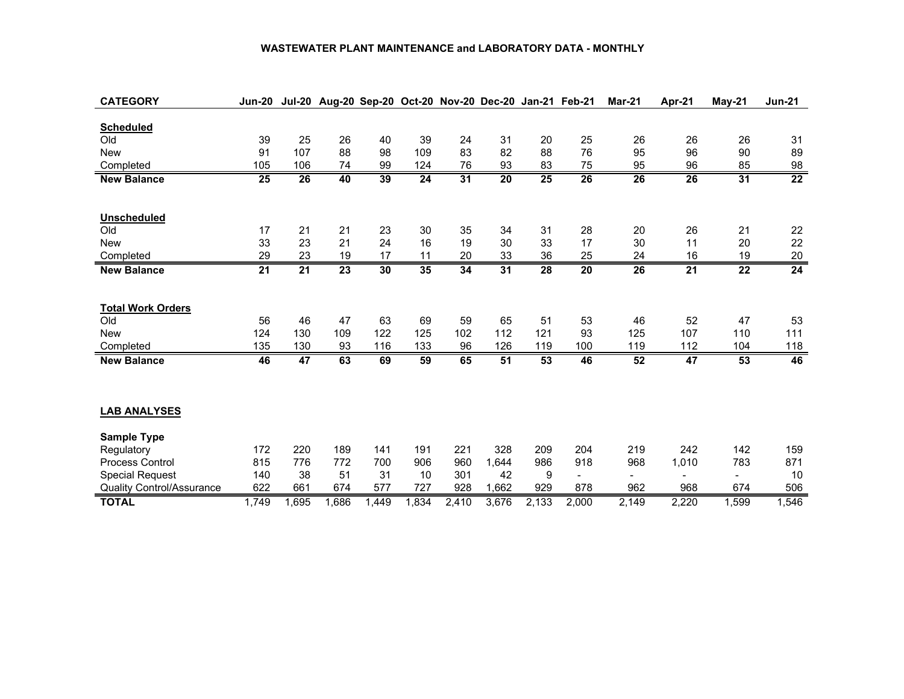# WASTEWATER PLANT MAINTENANCE and LABORATORY DATA - MONTHLY

| CATEGORY | Jun-20 | Jul-20 | Aug-20 | Sep-20 | Oct-20 | Nov-20 | Dec-20 | Jan-21 | Feb-21 | Mar-21 | Apr-21 | May-21 | Jun-21 |
|---|---|---|---|---|---|---|---|---|---|---|---|---|---|
| **Scheduled** | | | | | | | | | | | | | |
| Old | 39 | 25 | 26 | 40 | 39 | 24 | 31 | 20 | 25 | 26 | 26 | 26 | 31 |
| New | 91 | 107 | 88 | 98 | 109 | 83 | 82 | 88 | 76 | 95 | 96 | 90 | 89 |
| Completed | 105 | 106 | 74 | 99 | 124 | 76 | 93 | 83 | 75 | 95 | 96 | 85 | 98 |
| **New Balance** | **25** | **26** | **40** | **39** | **24** | **31** | **20** | **25** | **26** | **26** | **26** | **31** | **22** |
| **Unscheduled** | | | | | | | | | | | | | |
| Old | 17 | 21 | 21 | 23 | 30 | 35 | 34 | 31 | 28 | 20 | 26 | 21 | 22 |
| New | 33 | 23 | 21 | 24 | 16 | 19 | 30 | 33 | 17 | 30 | 11 | 20 | 22 |
| Completed | 29 | 23 | 19 | 17 | 11 | 20 | 33 | 36 | 25 | 24 | 16 | 19 | 20 |
| **New Balance** | **21** | **21** | **23** | **30** | **35** | **34** | **31** | **28** | **20** | **26** | **21** | **22** | **24** |
| **Total Work Orders** | | | | | | | | | | | | | |
| Old | 56 | 46 | 47 | 63 | 69 | 59 | 65 | 51 | 53 | 46 | 52 | 47 | 53 |
| New | 124 | 130 | 109 | 122 | 125 | 102 | 112 | 121 | 93 | 125 | 107 | 110 | 111 |
| Completed | 135 | 130 | 93 | 116 | 133 | 96 | 126 | 119 | 100 | 119 | 112 | 104 | 118 |
| **New Balance** | **46** | **47** | **63** | **69** | **59** | **65** | **51** | **53** | **46** | **52** | **47** | **53** | **46** |

## LAB ANALYSES

| Sample Type | Jun-20 | Jul-20 | Aug-20 | Sep-20 | Oct-20 | Nov-20 | Dec-20 | Jan-21 | Feb-21 | Mar-21 | Apr-21 | May-21 | Jun-21 |
|---|---|---|---|---|---|---|---|---|---|---|---|---|---|
| Regulatory | 172 | 220 | 189 | 141 | 191 | 221 | 328 | 209 | 204 | 219 | 242 | 142 | 159 |
| Process Control | 815 | 776 | 772 | 700 | 906 | 960 | 1,644 | 986 | 918 | 968 | 1,010 | 783 | 871 |
| Special Request | 140 | 38 | 51 | 31 | 10 | 301 | 42 | 9 | - | - | - | - | 10 |
| Quality Control/Assurance | 622 | 661 | 674 | 577 | 727 | 928 | 1,662 | 929 | 878 | 962 | 968 | 674 | 506 |
| **TOTAL** | 1,749 | 1,695 | 1,686 | 1,449 | 1,834 | 2,410 | 3,676 | 2,133 | 2,000 | 2,149 | 2,220 | 1,599 | 1,546 |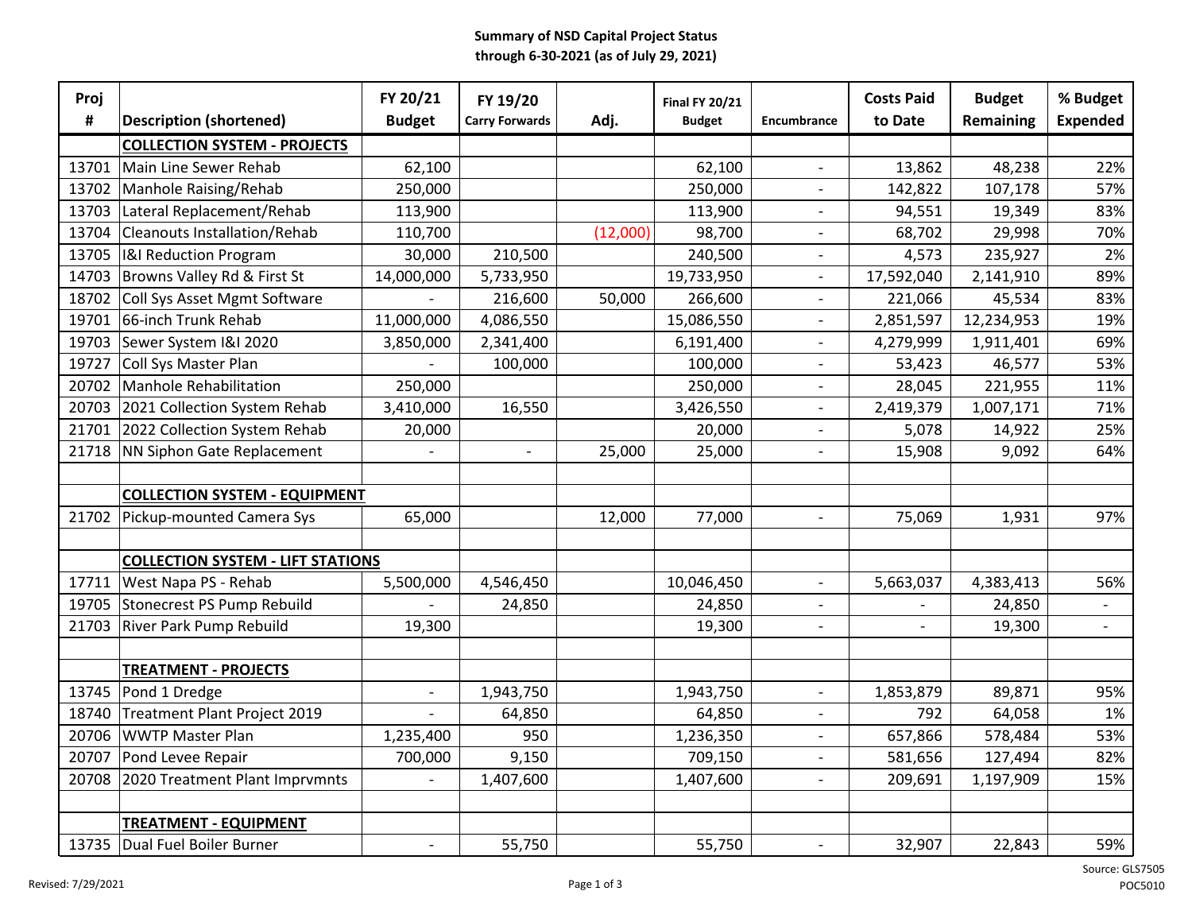**Summary of NSD Capital Project Status**
**through 6-30-2021 (as of July 29, 2021)**

| Proj # | Description (shortened) | FY 20/21 Budget | FY 19/20 Carry Forwards | Adj. | Final FY 20/21 Budget | Encumbrance | Costs Paid to Date | Budget Remaining | % Budget Expended |
|---|---|---|---|---|---|---|---|---|---|
| | **COLLECTION SYSTEM - PROJECTS** | | | | | | | | |
| 13701 | Main Line Sewer Rehab | 62,100 | | | 62,100 | - | 13,862 | 48,238 | 22% |
| 13702 | Manhole Raising/Rehab | 250,000 | | | 250,000 | - | 142,822 | 107,178 | 57% |
| 13703 | Lateral Replacement/Rehab | 113,900 | | | 113,900 | - | 94,551 | 19,349 | 83% |
| 13704 | Cleanouts Installation/Rehab | 110,700 | | (12,000) | 98,700 | - | 68,702 | 29,998 | 70% |
| 13705 | I&I Reduction Program | 30,000 | 210,500 | | 240,500 | - | 4,573 | 235,927 | 2% |
| 14703 | Browns Valley Rd & First St | 14,000,000 | 5,733,950 | | 19,733,950 | - | 17,592,040 | 2,141,910 | 89% |
| 18702 | Coll Sys Asset Mgmt Software | - | 216,600 | 50,000 | 266,600 | - | 221,066 | 45,534 | 83% |
| 19701 | 66-inch Trunk Rehab | 11,000,000 | 4,086,550 | | 15,086,550 | - | 2,851,597 | 12,234,953 | 19% |
| 19703 | Sewer System I&I 2020 | 3,850,000 | 2,341,400 | | 6,191,400 | - | 4,279,999 | 1,911,401 | 69% |
| 19727 | Coll Sys Master Plan | - | 100,000 | | 100,000 | - | 53,423 | 46,577 | 53% |
| 20702 | Manhole Rehabilitation | 250,000 | | | 250,000 | - | 28,045 | 221,955 | 11% |
| 20703 | 2021 Collection System Rehab | 3,410,000 | 16,550 | | 3,426,550 | - | 2,419,379 | 1,007,171 | 71% |
| 21701 | 2022 Collection System Rehab | 20,000 | | | 20,000 | - | 5,078 | 14,922 | 25% |
| 21718 | NN Siphon Gate Replacement | - | - | 25,000 | 25,000 | - | 15,908 | 9,092 | 64% |
| | | | | | | | | | |
| | **COLLECTION SYSTEM - EQUIPMENT** | | | | | | | | |
| 21702 | Pickup-mounted Camera Sys | 65,000 | | 12,000 | 77,000 | - | 75,069 | 1,931 | 97% |
| | | | | | | | | | |
| | **COLLECTION SYSTEM - LIFT STATIONS** | | | | | | | | |
| 17711 | West Napa PS - Rehab | 5,500,000 | 4,546,450 | | 10,046,450 | - | 5,663,037 | 4,383,413 | 56% |
| 19705 | Stonecrest PS Pump Rebuild | - | 24,850 | | 24,850 | - | - | 24,850 | - |
| 21703 | River Park Pump Rebuild | 19,300 | | | 19,300 | - | - | 19,300 | - |
| | | | | | | | | | |
| | **TREATMENT - PROJECTS** | | | | | | | | |
| 13745 | Pond 1 Dredge | - | 1,943,750 | | 1,943,750 | - | 1,853,879 | 89,871 | 95% |
| 18740 | Treatment Plant Project 2019 | - | 64,850 | | 64,850 | - | 792 | 64,058 | 1% |
| 20706 | WWTP Master Plan | 1,235,400 | 950 | | 1,236,350 | - | 657,866 | 578,484 | 53% |
| 20707 | Pond Levee Repair | 700,000 | 9,150 | | 709,150 | - | 581,656 | 127,494 | 82% |
| 20708 | 2020 Treatment Plant Imprvmnts | - | 1,407,600 | | 1,407,600 | - | 209,691 | 1,197,909 | 15% |
| | | | | | | | | | |
| | **TREATMENT - EQUIPMENT** | | | | | | | | |
| 13735 | Dual Fuel Boiler Burner | - | 55,750 | | 55,750 | - | 32,907 | 22,843 | 59% |

Revised: 7/29/2021

Source: GLS7505
POC5010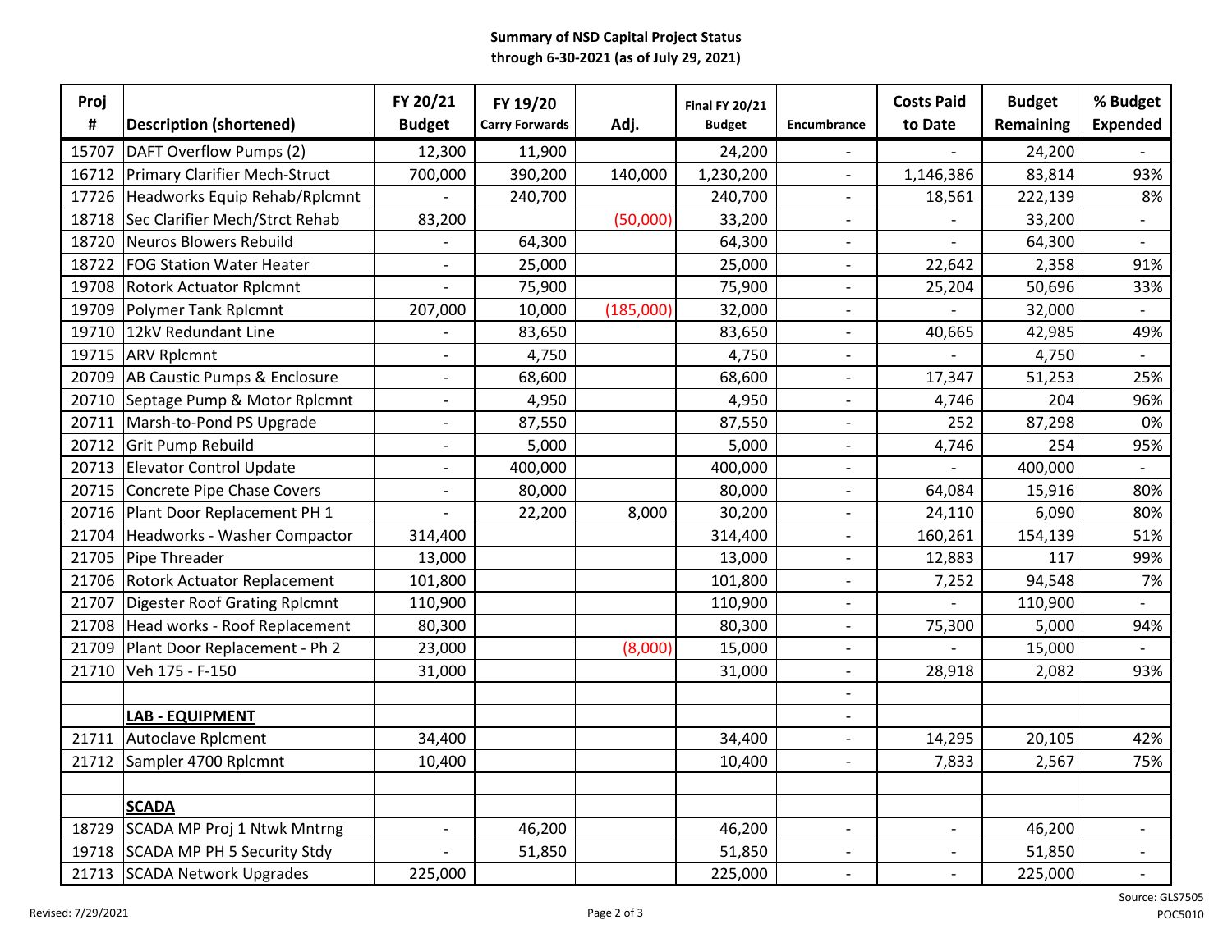**Summary of NSD Capital Project Status**
**through 6-30-2021 (as of July 29, 2021)**

| Proj # | Description (shortened) | FY 20/21 Budget | FY 19/20 Carry Forwards | Adj. | Final FY 20/21 Budget | Encumbrance | Costs Paid to Date | Budget Remaining | % Budget Expended |
|---|---|---|---|---|---|---|---|---|---|
| 15707 | DAFT Overflow Pumps (2) | 12,300 | 11,900 | | 24,200 | - | - | 24,200 | - |
| 16712 | Primary Clarifier Mech-Struct | 700,000 | 390,200 | 140,000 | 1,230,200 | - | 1,146,386 | 83,814 | 93% |
| 17726 | Headworks Equip Rehab/Rplcmnt | - | 240,700 | | 240,700 | - | 18,561 | 222,139 | 8% |
| 18718 | Sec Clarifier Mech/Strct Rehab | 83,200 | | (50,000) | 33,200 | - | - | 33,200 | - |
| 18720 | Neuros Blowers Rebuild | - | 64,300 | | 64,300 | - | - | 64,300 | - |
| 18722 | FOG Station Water Heater | - | 25,000 | | 25,000 | - | 22,642 | 2,358 | 91% |
| 19708 | Rotork Actuator Rplcmnt | - | 75,900 | | 75,900 | - | 25,204 | 50,696 | 33% |
| 19709 | Polymer Tank Rplcmnt | 207,000 | 10,000 | (185,000) | 32,000 | - | - | 32,000 | - |
| 19710 | 12kV Redundant Line | - | 83,650 | | 83,650 | - | 40,665 | 42,985 | 49% |
| 19715 | ARV Rplcmnt | - | 4,750 | | 4,750 | - | - | 4,750 | - |
| 20709 | AB Caustic Pumps & Enclosure | - | 68,600 | | 68,600 | - | 17,347 | 51,253 | 25% |
| 20710 | Septage Pump & Motor Rplcmnt | - | 4,950 | | 4,950 | - | 4,746 | 204 | 96% |
| 20711 | Marsh-to-Pond PS Upgrade | - | 87,550 | | 87,550 | - | 252 | 87,298 | 0% |
| 20712 | Grit Pump Rebuild | - | 5,000 | | 5,000 | - | 4,746 | 254 | 95% |
| 20713 | Elevator Control Update | - | 400,000 | | 400,000 | - | - | 400,000 | - |
| 20715 | Concrete Pipe Chase Covers | - | 80,000 | | 80,000 | - | 64,084 | 15,916 | 80% |
| 20716 | Plant Door Replacement PH 1 | - | 22,200 | 8,000 | 30,200 | - | 24,110 | 6,090 | 80% |
| 21704 | Headworks - Washer Compactor | 314,400 | | | 314,400 | - | 160,261 | 154,139 | 51% |
| 21705 | Pipe Threader | 13,000 | | | 13,000 | - | 12,883 | 117 | 99% |
| 21706 | Rotork Actuator Replacement | 101,800 | | | 101,800 | - | 7,252 | 94,548 | 7% |
| 21707 | Digester Roof Grating Rplcmnt | 110,900 | | | 110,900 | - | - | 110,900 | - |
| 21708 | Head works - Roof Replacement | 80,300 | | | 80,300 | - | 75,300 | 5,000 | 94% |
| 21709 | Plant Door Replacement - Ph 2 | 23,000 | | (8,000) | 15,000 | - | - | 15,000 | - |
| 21710 | Veh 175 - F-150 | 31,000 | | | 31,000 | - | 28,918 | 2,082 | 93% |
| | | | | | | - | | | |
| | **LAB - EQUIPMENT** | | | | | - | | | |
| 21711 | Autoclave Rplcment | 34,400 | | | 34,400 | - | 14,295 | 20,105 | 42% |
| 21712 | Sampler 4700 Rplcmnt | 10,400 | | | 10,400 | - | 7,833 | 2,567 | 75% |
| | | | | | | | | | |
| | **SCADA** | | | | | | | | |
| 18729 | SCADA MP Proj 1 Ntwk Mntrng | - | 46,200 | | 46,200 | - | - | 46,200 | - |
| 19718 | SCADA MP PH 5 Security Stdy | - | 51,850 | | 51,850 | - | - | 51,850 | - |
| 21713 | SCADA Network Upgrades | 225,000 | | | 225,000 | - | - | 225,000 | - |

Revised: 7/29/2021

Source: GLS7505
POC5010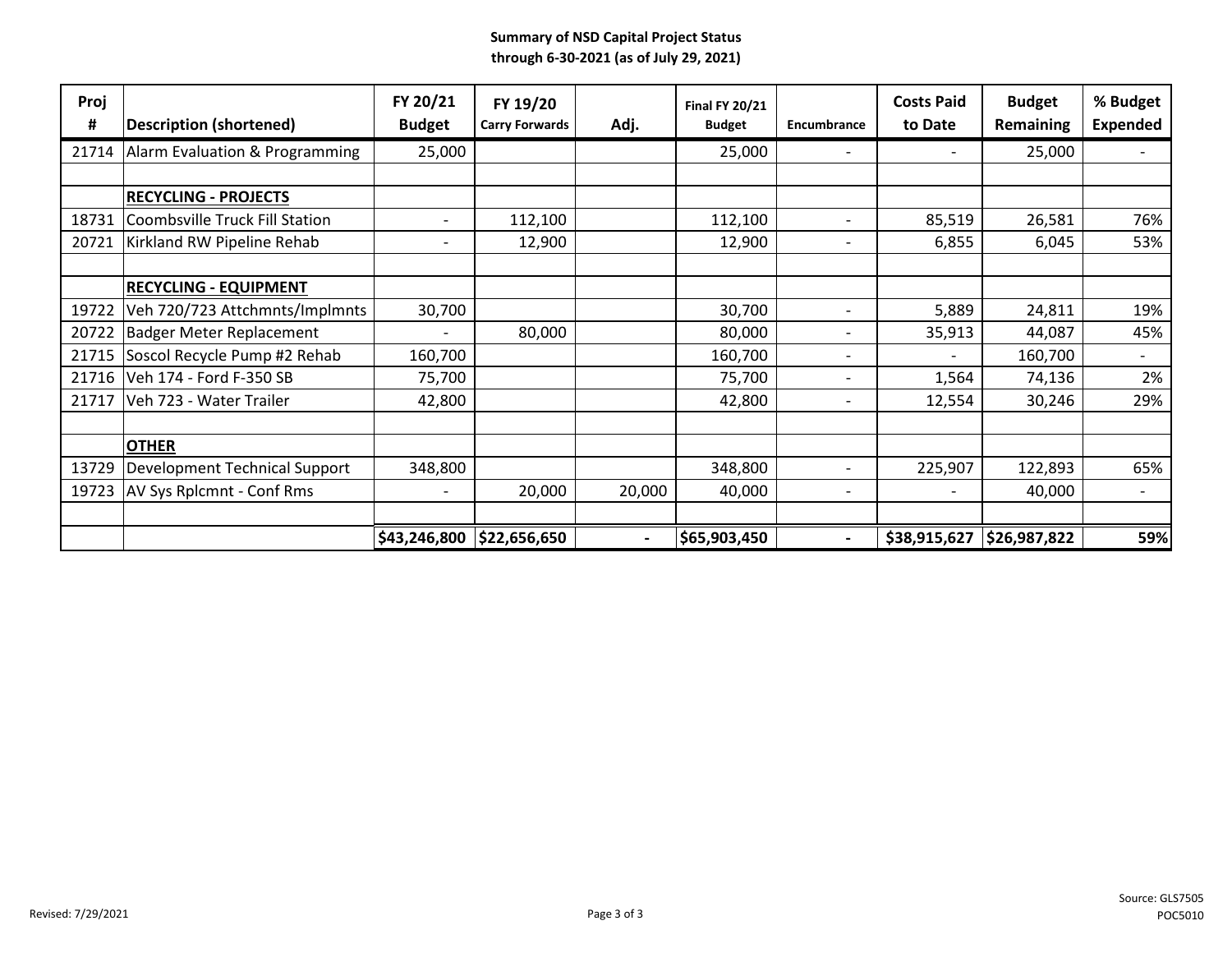**Summary of NSD Capital Project Status**
**through 6-30-2021 (as of July 29, 2021)**

| Proj # | Description (shortened) | FY 20/21 Budget | FY 19/20 Carry Forwards | Adj. | Final FY 20/21 Budget | Encumbrance | Costs Paid to Date | Budget Remaining | % Budget Expended |
|---|---|---|---|---|---|---|---|---|---|
| 21714 | Alarm Evaluation & Programming | 25,000 | | | 25,000 | - | - | 25,000 | - |
| | | | | | | | | | |
| | **RECYCLING - PROJECTS** | | | | | | | | |
| 18731 | Coombsville Truck Fill Station | - | 112,100 | | 112,100 | - | 85,519 | 26,581 | 76% |
| 20721 | Kirkland RW Pipeline Rehab | - | 12,900 | | 12,900 | - | 6,855 | 6,045 | 53% |
| | | | | | | | | | |
| | **RECYCLING - EQUIPMENT** | | | | | | | | |
| 19722 | Veh 720/723 Attchmnts/Implmnts | 30,700 | | | 30,700 | - | 5,889 | 24,811 | 19% |
| 20722 | Badger Meter Replacement | - | 80,000 | | 80,000 | - | 35,913 | 44,087 | 45% |
| 21715 | Soscol Recycle Pump #2 Rehab | 160,700 | | | 160,700 | - | - | 160,700 | - |
| 21716 | Veh 174 - Ford F-350 SB | 75,700 | | | 75,700 | - | 1,564 | 74,136 | 2% |
| 21717 | Veh 723 - Water Trailer | 42,800 | | | 42,800 | - | 12,554 | 30,246 | 29% |
| | | | | | | | | | |
| | **OTHER** | | | | | | | | |
| 13729 | Development Technical Support | 348,800 | | | 348,800 | - | 225,907 | 122,893 | 65% |
| 19723 | AV Sys Rplcmnt - Conf Rms | - | 20,000 | 20,000 | 40,000 | - | - | 40,000 | - |
| | | | | | | | | | |
| | | $43,246,800 | $22,656,650 | - | $65,903,450 | - | $38,915,627 | $26,987,822 | 59% |

Revised: 7/29/2021

Source: GLS7505
POC5010